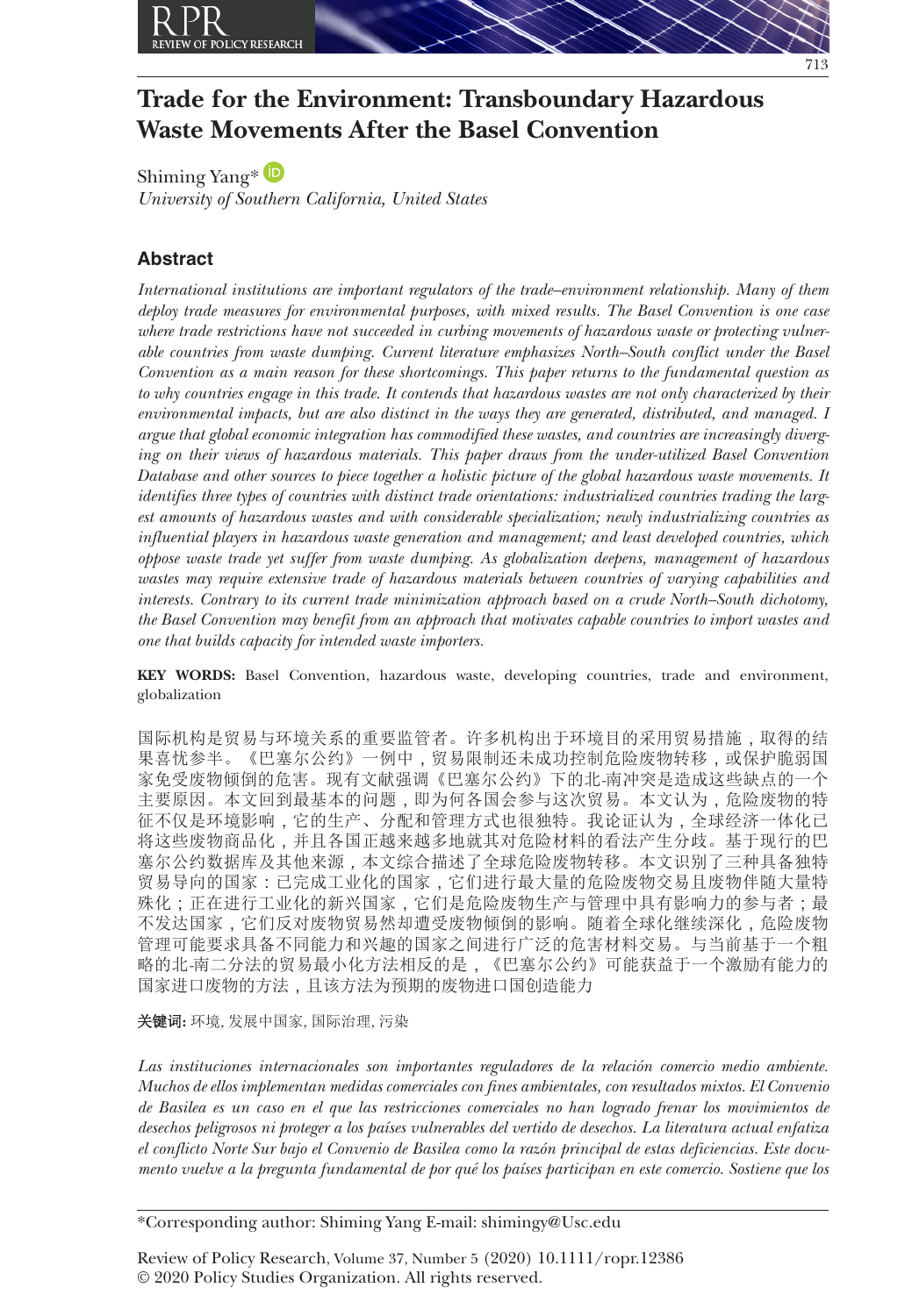# Trade for the Environment: Transboundary Hazardous Waste Movements After the Basel Convention

Shiming Yang*

*University of Southern California, United States*

## Abstract

*International institutions are important regulators of the trade–environment relationship. Many of them deploy trade measures for environmental purposes, with mixed results. The Basel Convention is one case where trade restrictions have not succeeded in curbing movements of hazardous waste or protecting vulnerable countries from waste dumping. Current literature emphasizes North–South conflict under the Basel Convention as a main reason for these shortcomings. This paper returns to the fundamental question as to why countries engage in this trade. It contends that hazardous wastes are not only characterized by their environmental impacts, but are also distinct in the ways they are generated, distributed, and managed. I argue that global economic integration has commodified these wastes, and countries are increasingly diverging on their views of hazardous materials. This paper draws from the under-utilized Basel Convention Database and other sources to piece together a holistic picture of the global hazardous waste movements. It identifies three types of countries with distinct trade orientations: industrialized countries trading the largest amounts of hazardous wastes and with considerable specialization; newly industrializing countries as influential players in hazardous waste generation and management; and least developed countries, which oppose waste trade yet suffer from waste dumping. As globalization deepens, management of hazardous wastes may require extensive trade of hazardous materials between countries of varying capabilities and interests. Contrary to its current trade minimization approach based on a crude North–South dichotomy, the Basel Convention may benefit from an approach that motivates capable countries to import wastes and one that builds capacity for intended waste importers.*

**KEY WORDS:** Basel Convention, hazardous waste, developing countries, trade and environment, globalization

国际机构是贸易与环境关系的重要监管者。许多机构出于环境目的采用贸易措施，取得的结果喜忧参半。《巴塞尔公约》一例中，贸易限制还未成功控制危险废物转移，或保护脆弱国家免受废物倾倒的危害。现有文献强调《巴塞尔公约》下的北-南冲突是造成这些缺点的一个主要原因。本文回到最基本的问题，即为何各国会参与这次贸易。本文认为，危险废物的特征不仅是环境影响，它的生产、分配和管理方式也很独特。我论证认为，全球经济一体化已将这些废物商品化，并且各国正越来越多地就其对危险材料的看法产生分歧。基于现行的巴塞尔公约数据库及其他来源，本文综合描述了全球危险废物转移。本文识别了三种具备独特贸易导向的国家：已完成工业化的国家，它们进行最大量的危险废物交易且废物伴随大量特殊化；正在进行工业化的新兴国家，它们是危险废物生产与管理中具有影响力的参与者；最不发达国家，它们反对废物贸易然却遭受废物倾倒的影响。随着全球化继续深化，危险废物管理可能要求具备不同能力和兴趣的国家之间进行广泛的危害材料交易。与当前基于一个粗略的北-南二分法的贸易最小化方法相反的是，《巴塞尔公约》可能获益于一个激励有能力的国家进口废物的方法，且该方法为预期的废物进口国创造能力

**关键词:** 环境, 发展中国家, 国际治理, 污染

*Las instituciones internacionales son importantes reguladores de la relación comercio medio ambiente. Muchos de ellos implementan medidas comerciales con fines ambientales, con resultados mixtos. El Convenio de Basilea es un caso en el que las restricciones comerciales no han logrado frenar los movimientos de desechos peligrosos ni proteger a los países vulnerables del vertido de desechos. La literatura actual enfatiza el conflicto Norte Sur bajo el Convenio de Basilea como la razón principal de estas deficiencias. Este documento vuelve a la pregunta fundamental de por qué los países participan en este comercio. Sostiene que los*

*Corresponding author: Shiming Yang E-mail: shimingy@Usc.edu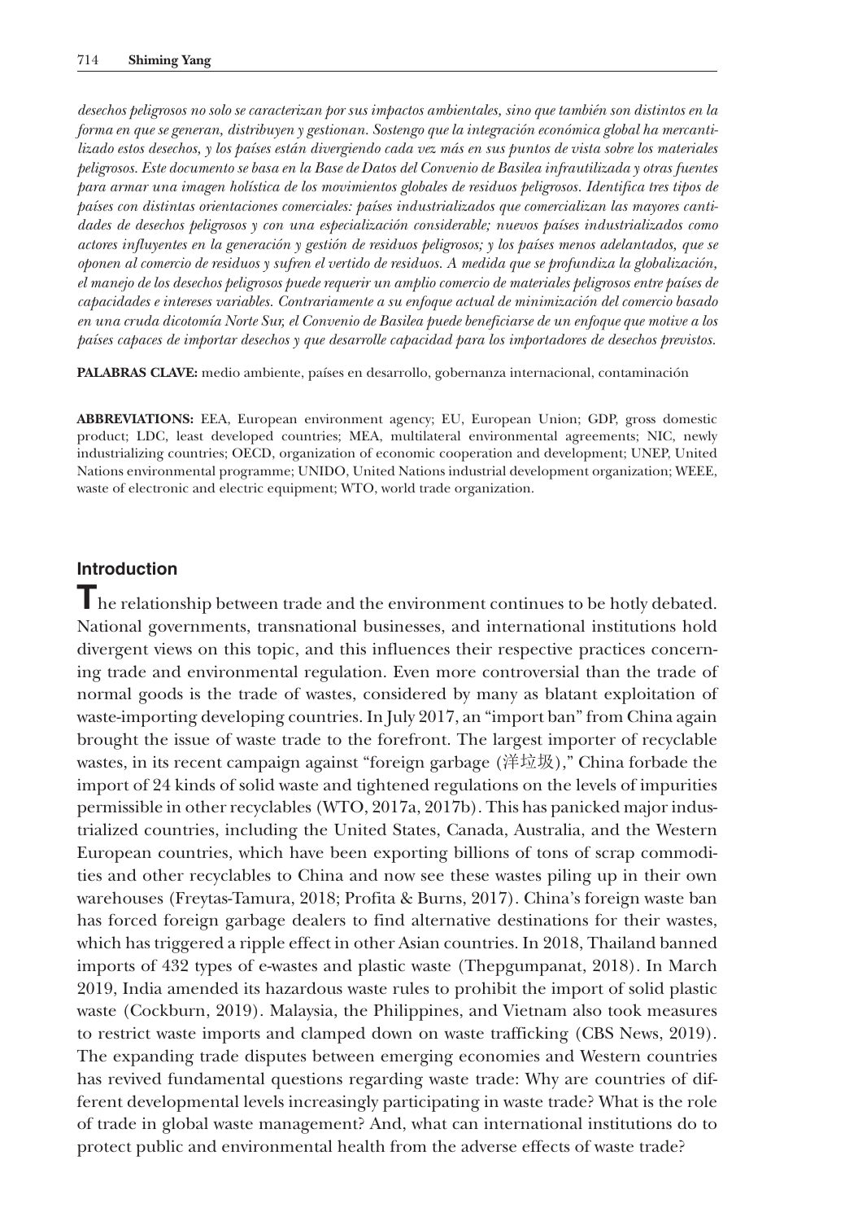*desechos peligrosos no solo se caracterizan por sus impactos ambientales, sino que también son distintos en la forma en que se generan, distribuyen y gestionan. Sostengo que la integración económica global ha mercantilizado estos desechos, y los países están divergiendo cada vez más en sus puntos de vista sobre los materiales peligrosos. Este documento se basa en la Base de Datos del Convenio de Basilea infrautilizada y otras fuentes para armar una imagen holística de los movimientos globales de residuos peligrosos. Identifica tres tipos de países con distintas orientaciones comerciales: países industrializados que comercializan las mayores cantidades de desechos peligrosos y con una especialización considerable; nuevos países industrializados como actores influyentes en la generación y gestión de residuos peligrosos; y los países menos adelantados, que se oponen al comercio de residuos y sufren el vertido de residuos. A medida que se profundiza la globalización, el manejo de los desechos peligrosos puede requerir un amplio comercio de materiales peligrosos entre países de capacidades e intereses variables. Contrariamente a su enfoque actual de minimización del comercio basado en una cruda dicotomía Norte Sur, el Convenio de Basilea puede beneficiarse de un enfoque que motive a los países capaces de importar desechos y que desarrolle capacidad para los importadores de desechos previstos.*

**PALABRAS CLAVE:** medio ambiente, países en desarrollo, gobernanza internacional, contaminación

**ABBREVIATIONS:** EEA, European environment agency; EU, European Union; GDP, gross domestic product; LDC, least developed countries; MEA, multilateral environmental agreements; NIC, newly industrializing countries; OECD, organization of economic cooperation and development; UNEP, United Nations environmental programme; UNIDO, United Nations industrial development organization; WEEE, waste of electronic and electric equipment; WTO, world trade organization.

## Introduction

The relationship between trade and the environment continues to be hotly debated. National governments, transnational businesses, and international institutions hold divergent views on this topic, and this influences their respective practices concerning trade and environmental regulation. Even more controversial than the trade of normal goods is the trade of wastes, considered by many as blatant exploitation of waste-importing developing countries. In July 2017, an "import ban" from China again brought the issue of waste trade to the forefront. The largest importer of recyclable wastes, in its recent campaign against "foreign garbage (洋垃圾)," China forbade the import of 24 kinds of solid waste and tightened regulations on the levels of impurities permissible in other recyclables (WTO, 2017a, 2017b). This has panicked major industrialized countries, including the United States, Canada, Australia, and the Western European countries, which have been exporting billions of tons of scrap commodities and other recyclables to China and now see these wastes piling up in their own warehouses (Freytas-Tamura, 2018; Profita & Burns, 2017). China's foreign waste ban has forced foreign garbage dealers to find alternative destinations for their wastes, which has triggered a ripple effect in other Asian countries. In 2018, Thailand banned imports of 432 types of e-wastes and plastic waste (Thepgumpanat, 2018). In March 2019, India amended its hazardous waste rules to prohibit the import of solid plastic waste (Cockburn, 2019). Malaysia, the Philippines, and Vietnam also took measures to restrict waste imports and clamped down on waste trafficking (CBS News, 2019). The expanding trade disputes between emerging economies and Western countries has revived fundamental questions regarding waste trade: Why are countries of different developmental levels increasingly participating in waste trade? What is the role of trade in global waste management? And, what can international institutions do to protect public and environmental health from the adverse effects of waste trade?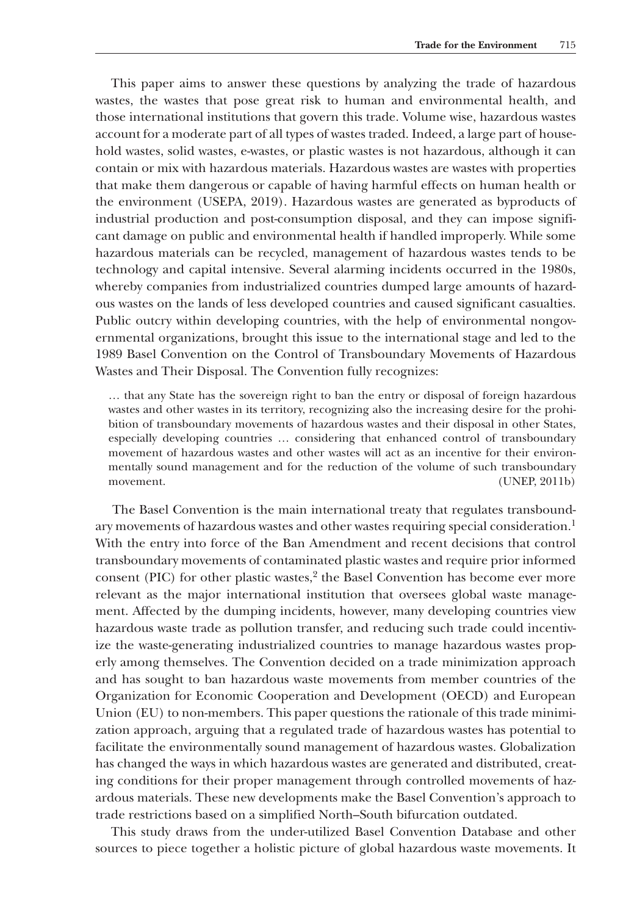This paper aims to answer these questions by analyzing the trade of hazardous wastes, the wastes that pose great risk to human and environmental health, and those international institutions that govern this trade. Volume wise, hazardous wastes account for a moderate part of all types of wastes traded. Indeed, a large part of household wastes, solid wastes, e-wastes, or plastic wastes is not hazardous, although it can contain or mix with hazardous materials. Hazardous wastes are wastes with properties that make them dangerous or capable of having harmful effects on human health or the environment (USEPA, 2019). Hazardous wastes are generated as byproducts of industrial production and post-consumption disposal, and they can impose significant damage on public and environmental health if handled improperly. While some hazardous materials can be recycled, management of hazardous wastes tends to be technology and capital intensive. Several alarming incidents occurred in the 1980s, whereby companies from industrialized countries dumped large amounts of hazardous wastes on the lands of less developed countries and caused significant casualties. Public outcry within developing countries, with the help of environmental nongovernmental organizations, brought this issue to the international stage and led to the 1989 Basel Convention on the Control of Transboundary Movements of Hazardous Wastes and Their Disposal. The Convention fully recognizes:

> … that any State has the sovereign right to ban the entry or disposal of foreign hazardous wastes and other wastes in its territory, recognizing also the increasing desire for the prohibition of transboundary movements of hazardous wastes and their disposal in other States, especially developing countries … considering that enhanced control of transboundary movement of hazardous wastes and other wastes will act as an incentive for their environmentally sound management and for the reduction of the volume of such transboundary movement. (UNEP, 2011b)

The Basel Convention is the main international treaty that regulates transboundary movements of hazardous wastes and other wastes requiring special consideration.[1] With the entry into force of the Ban Amendment and recent decisions that control transboundary movements of contaminated plastic wastes and require prior informed consent (PIC) for other plastic wastes,[2] the Basel Convention has become ever more relevant as the major international institution that oversees global waste management. Affected by the dumping incidents, however, many developing countries view hazardous waste trade as pollution transfer, and reducing such trade could incentivize the waste-generating industrialized countries to manage hazardous wastes properly among themselves. The Convention decided on a trade minimization approach and has sought to ban hazardous waste movements from member countries of the Organization for Economic Cooperation and Development (OECD) and European Union (EU) to non-members. This paper questions the rationale of this trade minimization approach, arguing that a regulated trade of hazardous wastes has potential to facilitate the environmentally sound management of hazardous wastes. Globalization has changed the ways in which hazardous wastes are generated and distributed, creating conditions for their proper management through controlled movements of hazardous materials. These new developments make the Basel Convention's approach to trade restrictions based on a simplified North–South bifurcation outdated.

This study draws from the under-utilized Basel Convention Database and other sources to piece together a holistic picture of global hazardous waste movements. It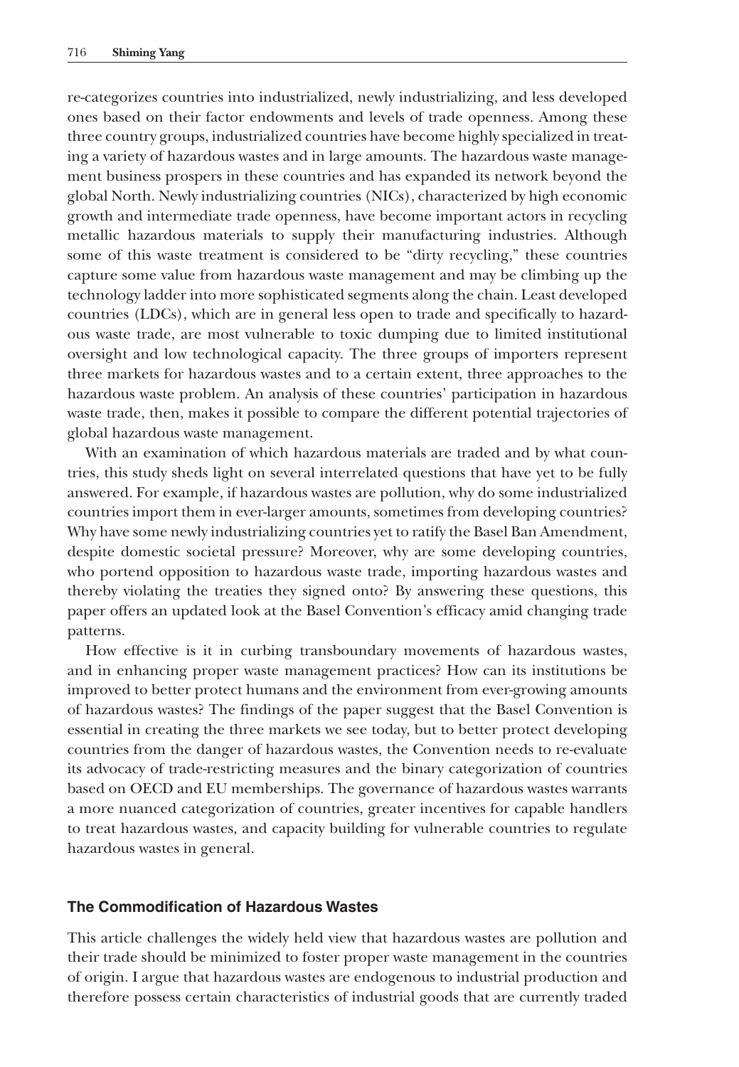re-categorizes countries into industrialized, newly industrializing, and less developed ones based on their factor endowments and levels of trade openness. Among these three country groups, industrialized countries have become highly specialized in treating a variety of hazardous wastes and in large amounts. The hazardous waste management business prospers in these countries and has expanded its network beyond the global North. Newly industrializing countries (NICs), characterized by high economic growth and intermediate trade openness, have become important actors in recycling metallic hazardous materials to supply their manufacturing industries. Although some of this waste treatment is considered to be "dirty recycling," these countries capture some value from hazardous waste management and may be climbing up the technology ladder into more sophisticated segments along the chain. Least developed countries (LDCs), which are in general less open to trade and specifically to hazardous waste trade, are most vulnerable to toxic dumping due to limited institutional oversight and low technological capacity. The three groups of importers represent three markets for hazardous wastes and to a certain extent, three approaches to the hazardous waste problem. An analysis of these countries' participation in hazardous waste trade, then, makes it possible to compare the different potential trajectories of global hazardous waste management.

With an examination of which hazardous materials are traded and by what countries, this study sheds light on several interrelated questions that have yet to be fully answered. For example, if hazardous wastes are pollution, why do some industrialized countries import them in ever-larger amounts, sometimes from developing countries? Why have some newly industrializing countries yet to ratify the Basel Ban Amendment, despite domestic societal pressure? Moreover, why are some developing countries, who portend opposition to hazardous waste trade, importing hazardous wastes and thereby violating the treaties they signed onto? By answering these questions, this paper offers an updated look at the Basel Convention's efficacy amid changing trade patterns.

How effective is it in curbing transboundary movements of hazardous wastes, and in enhancing proper waste management practices? How can its institutions be improved to better protect humans and the environment from ever-growing amounts of hazardous wastes? The findings of the paper suggest that the Basel Convention is essential in creating the three markets we see today, but to better protect developing countries from the danger of hazardous wastes, the Convention needs to re-evaluate its advocacy of trade-restricting measures and the binary categorization of countries based on OECD and EU memberships. The governance of hazardous wastes warrants a more nuanced categorization of countries, greater incentives for capable handlers to treat hazardous wastes, and capacity building for vulnerable countries to regulate hazardous wastes in general.

## The Commodification of Hazardous Wastes

This article challenges the widely held view that hazardous wastes are pollution and their trade should be minimized to foster proper waste management in the countries of origin. I argue that hazardous wastes are endogenous to industrial production and therefore possess certain characteristics of industrial goods that are currently traded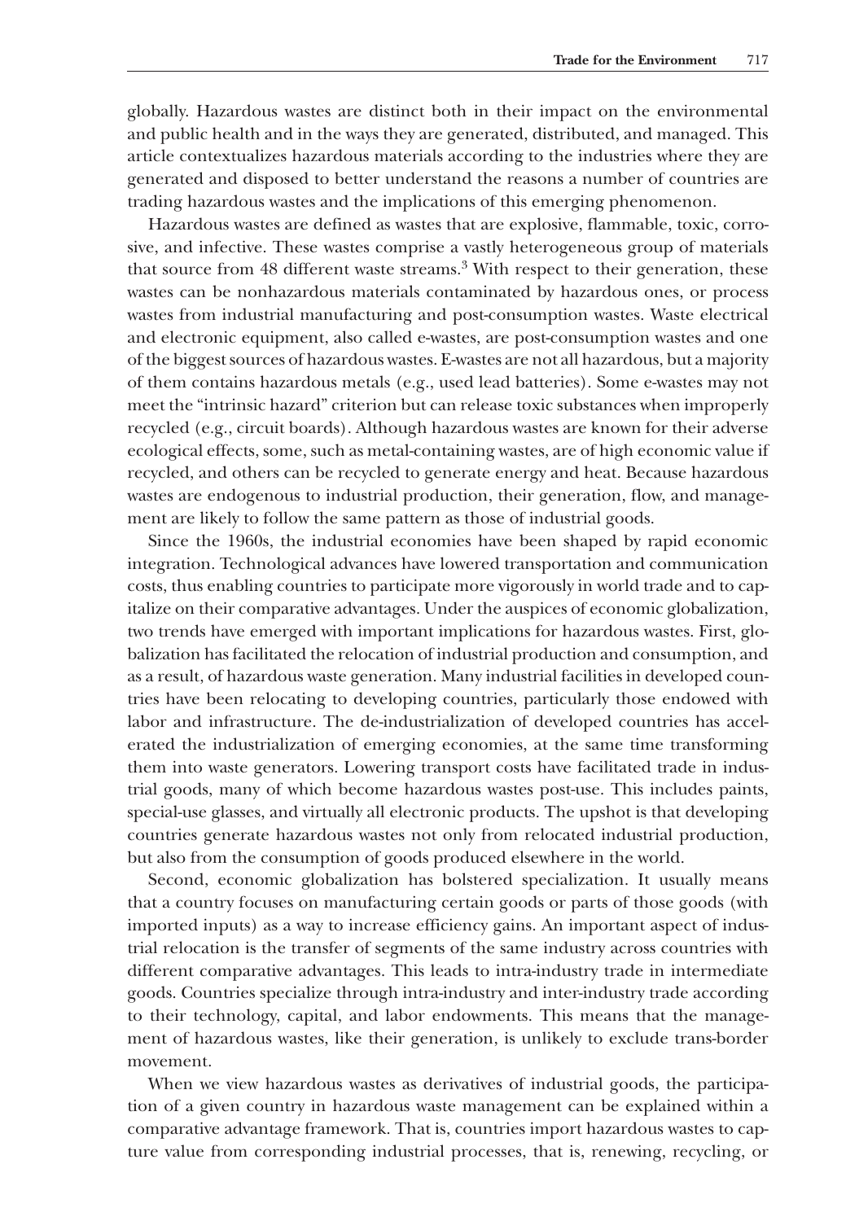globally. Hazardous wastes are distinct both in their impact on the environmental and public health and in the ways they are generated, distributed, and managed. This article contextualizes hazardous materials according to the industries where they are generated and disposed to better understand the reasons a number of countries are trading hazardous wastes and the implications of this emerging phenomenon.

Hazardous wastes are defined as wastes that are explosive, flammable, toxic, corrosive, and infective. These wastes comprise a vastly heterogeneous group of materials that source from 48 different waste streams.[3] With respect to their generation, these wastes can be nonhazardous materials contaminated by hazardous ones, or process wastes from industrial manufacturing and post-consumption wastes. Waste electrical and electronic equipment, also called e-wastes, are post-consumption wastes and one of the biggest sources of hazardous wastes. E-wastes are not all hazardous, but a majority of them contains hazardous metals (e.g., used lead batteries). Some e-wastes may not meet the "intrinsic hazard" criterion but can release toxic substances when improperly recycled (e.g., circuit boards). Although hazardous wastes are known for their adverse ecological effects, some, such as metal-containing wastes, are of high economic value if recycled, and others can be recycled to generate energy and heat. Because hazardous wastes are endogenous to industrial production, their generation, flow, and management are likely to follow the same pattern as those of industrial goods.

Since the 1960s, the industrial economies have been shaped by rapid economic integration. Technological advances have lowered transportation and communication costs, thus enabling countries to participate more vigorously in world trade and to capitalize on their comparative advantages. Under the auspices of economic globalization, two trends have emerged with important implications for hazardous wastes. First, globalization has facilitated the relocation of industrial production and consumption, and as a result, of hazardous waste generation. Many industrial facilities in developed countries have been relocating to developing countries, particularly those endowed with labor and infrastructure. The de-industrialization of developed countries has accelerated the industrialization of emerging economies, at the same time transforming them into waste generators. Lowering transport costs have facilitated trade in industrial goods, many of which become hazardous wastes post-use. This includes paints, special-use glasses, and virtually all electronic products. The upshot is that developing countries generate hazardous wastes not only from relocated industrial production, but also from the consumption of goods produced elsewhere in the world.

Second, economic globalization has bolstered specialization. It usually means that a country focuses on manufacturing certain goods or parts of those goods (with imported inputs) as a way to increase efficiency gains. An important aspect of industrial relocation is the transfer of segments of the same industry across countries with different comparative advantages. This leads to intra-industry trade in intermediate goods. Countries specialize through intra-industry and inter-industry trade according to their technology, capital, and labor endowments. This means that the management of hazardous wastes, like their generation, is unlikely to exclude trans-border movement.

When we view hazardous wastes as derivatives of industrial goods, the participation of a given country in hazardous waste management can be explained within a comparative advantage framework. That is, countries import hazardous wastes to capture value from corresponding industrial processes, that is, renewing, recycling, or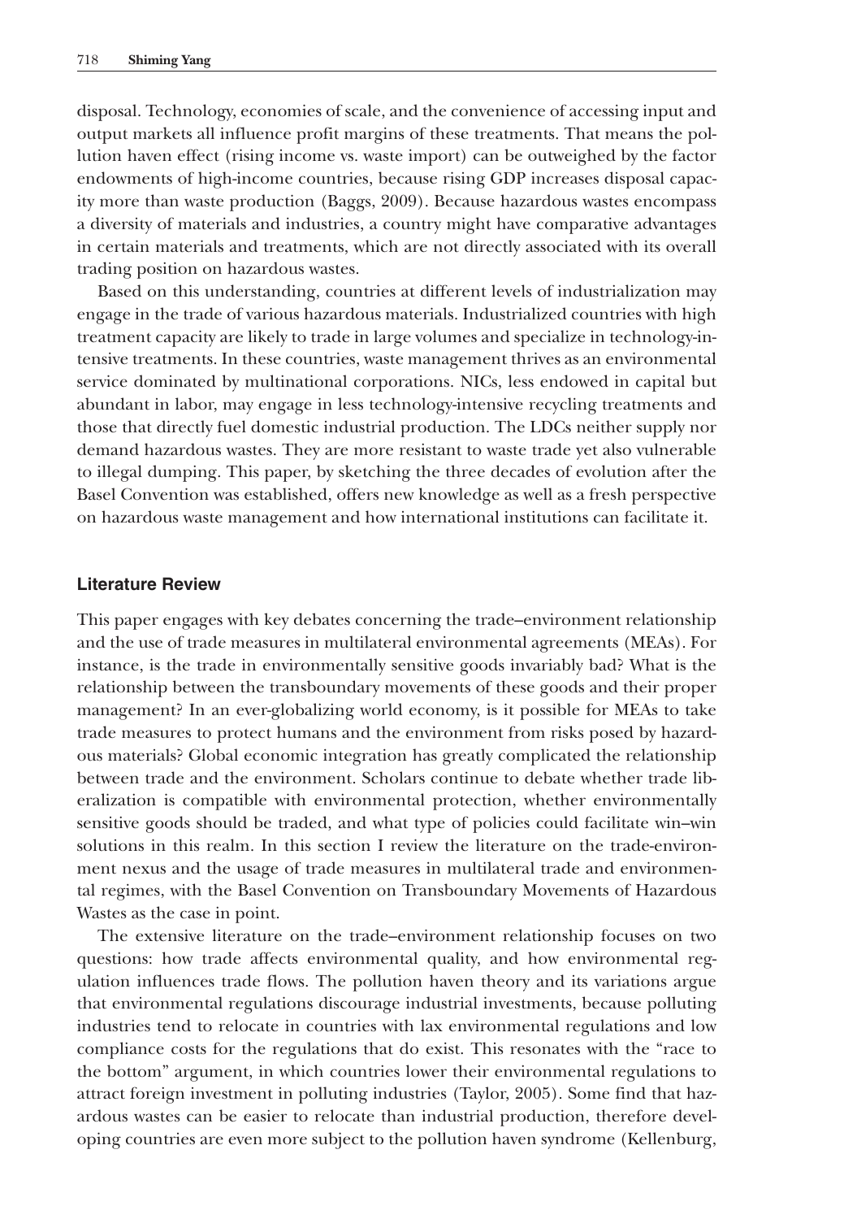disposal. Technology, economies of scale, and the convenience of accessing input and output markets all influence profit margins of these treatments. That means the pollution haven effect (rising income vs. waste import) can be outweighed by the factor endowments of high-income countries, because rising GDP increases disposal capacity more than waste production (Baggs, 2009). Because hazardous wastes encompass a diversity of materials and industries, a country might have comparative advantages in certain materials and treatments, which are not directly associated with its overall trading position on hazardous wastes.

Based on this understanding, countries at different levels of industrialization may engage in the trade of various hazardous materials. Industrialized countries with high treatment capacity are likely to trade in large volumes and specialize in technology-intensive treatments. In these countries, waste management thrives as an environmental service dominated by multinational corporations. NICs, less endowed in capital but abundant in labor, may engage in less technology-intensive recycling treatments and those that directly fuel domestic industrial production. The LDCs neither supply nor demand hazardous wastes. They are more resistant to waste trade yet also vulnerable to illegal dumping. This paper, by sketching the three decades of evolution after the Basel Convention was established, offers new knowledge as well as a fresh perspective on hazardous waste management and how international institutions can facilitate it.

## Literature Review

This paper engages with key debates concerning the trade–environment relationship and the use of trade measures in multilateral environmental agreements (MEAs). For instance, is the trade in environmentally sensitive goods invariably bad? What is the relationship between the transboundary movements of these goods and their proper management? In an ever-globalizing world economy, is it possible for MEAs to take trade measures to protect humans and the environment from risks posed by hazardous materials? Global economic integration has greatly complicated the relationship between trade and the environment. Scholars continue to debate whether trade liberalization is compatible with environmental protection, whether environmentally sensitive goods should be traded, and what type of policies could facilitate win–win solutions in this realm. In this section I review the literature on the trade-environment nexus and the usage of trade measures in multilateral trade and environmental regimes, with the Basel Convention on Transboundary Movements of Hazardous Wastes as the case in point.

The extensive literature on the trade–environment relationship focuses on two questions: how trade affects environmental quality, and how environmental regulation influences trade flows. The pollution haven theory and its variations argue that environmental regulations discourage industrial investments, because polluting industries tend to relocate in countries with lax environmental regulations and low compliance costs for the regulations that do exist. This resonates with the "race to the bottom" argument, in which countries lower their environmental regulations to attract foreign investment in polluting industries (Taylor, 2005). Some find that hazardous wastes can be easier to relocate than industrial production, therefore developing countries are even more subject to the pollution haven syndrome (Kellenburg,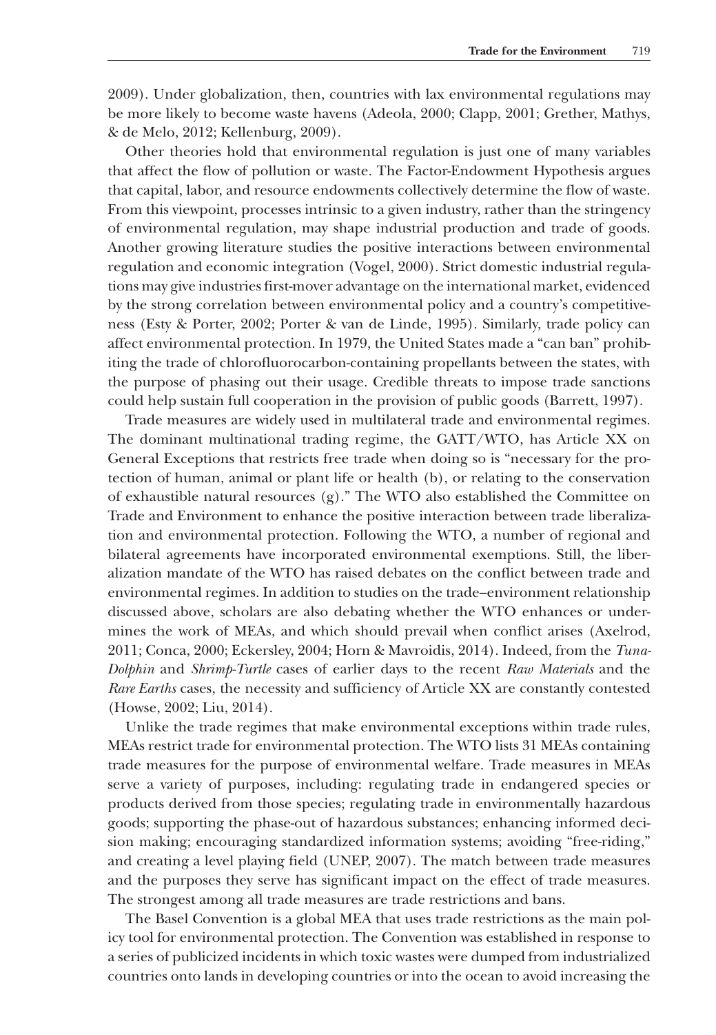2009). Under globalization, then, countries with lax environmental regulations may be more likely to become waste havens (Adeola, 2000; Clapp, 2001; Grether, Mathys, & de Melo, 2012; Kellenburg, 2009).

Other theories hold that environmental regulation is just one of many variables that affect the flow of pollution or waste. The Factor-Endowment Hypothesis argues that capital, labor, and resource endowments collectively determine the flow of waste. From this viewpoint, processes intrinsic to a given industry, rather than the stringency of environmental regulation, may shape industrial production and trade of goods. Another growing literature studies the positive interactions between environmental regulation and economic integration (Vogel, 2000). Strict domestic industrial regulations may give industries first-mover advantage on the international market, evidenced by the strong correlation between environmental policy and a country's competitiveness (Esty & Porter, 2002; Porter & van de Linde, 1995). Similarly, trade policy can affect environmental protection. In 1979, the United States made a "can ban" prohibiting the trade of chlorofluorocarbon-containing propellants between the states, with the purpose of phasing out their usage. Credible threats to impose trade sanctions could help sustain full cooperation in the provision of public goods (Barrett, 1997).

Trade measures are widely used in multilateral trade and environmental regimes. The dominant multinational trading regime, the GATT/WTO, has Article XX on General Exceptions that restricts free trade when doing so is "necessary for the protection of human, animal or plant life or health (b), or relating to the conservation of exhaustible natural resources (g)." The WTO also established the Committee on Trade and Environment to enhance the positive interaction between trade liberalization and environmental protection. Following the WTO, a number of regional and bilateral agreements have incorporated environmental exemptions. Still, the liberalization mandate of the WTO has raised debates on the conflict between trade and environmental regimes. In addition to studies on the trade–environment relationship discussed above, scholars are also debating whether the WTO enhances or undermines the work of MEAs, and which should prevail when conflict arises (Axelrod, 2011; Conca, 2000; Eckersley, 2004; Horn & Mavroidis, 2014). Indeed, from the *Tuna-Dolphin* and *Shrimp-Turtle* cases of earlier days to the recent *Raw Materials* and the *Rare Earths* cases, the necessity and sufficiency of Article XX are constantly contested (Howse, 2002; Liu, 2014).

Unlike the trade regimes that make environmental exceptions within trade rules, MEAs restrict trade for environmental protection. The WTO lists 31 MEAs containing trade measures for the purpose of environmental welfare. Trade measures in MEAs serve a variety of purposes, including: regulating trade in endangered species or products derived from those species; regulating trade in environmentally hazardous goods; supporting the phase-out of hazardous substances; enhancing informed decision making; encouraging standardized information systems; avoiding "free-riding," and creating a level playing field (UNEP, 2007). The match between trade measures and the purposes they serve has significant impact on the effect of trade measures. The strongest among all trade measures are trade restrictions and bans.

The Basel Convention is a global MEA that uses trade restrictions as the main policy tool for environmental protection. The Convention was established in response to a series of publicized incidents in which toxic wastes were dumped from industrialized countries onto lands in developing countries or into the ocean to avoid increasing the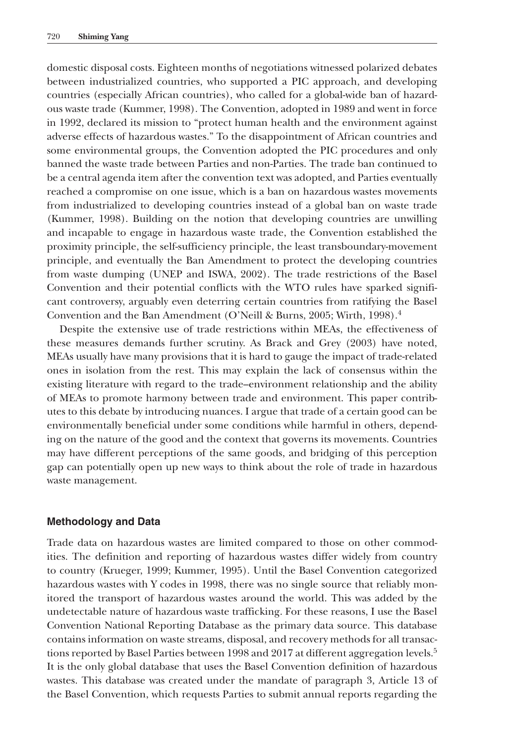domestic disposal costs. Eighteen months of negotiations witnessed polarized debates between industrialized countries, who supported a PIC approach, and developing countries (especially African countries), who called for a global-wide ban of hazardous waste trade (Kummer, 1998). The Convention, adopted in 1989 and went in force in 1992, declared its mission to "protect human health and the environment against adverse effects of hazardous wastes." To the disappointment of African countries and some environmental groups, the Convention adopted the PIC procedures and only banned the waste trade between Parties and non-Parties. The trade ban continued to be a central agenda item after the convention text was adopted, and Parties eventually reached a compromise on one issue, which is a ban on hazardous wastes movements from industrialized to developing countries instead of a global ban on waste trade (Kummer, 1998). Building on the notion that developing countries are unwilling and incapable to engage in hazardous waste trade, the Convention established the proximity principle, the self-sufficiency principle, the least transboundary-movement principle, and eventually the Ban Amendment to protect the developing countries from waste dumping (UNEP and ISWA, 2002). The trade restrictions of the Basel Convention and their potential conflicts with the WTO rules have sparked significant controversy, arguably even deterring certain countries from ratifying the Basel Convention and the Ban Amendment (O'Neill & Burns, 2005; Wirth, 1998).[4]

Despite the extensive use of trade restrictions within MEAs, the effectiveness of these measures demands further scrutiny. As Brack and Grey (2003) have noted, MEAs usually have many provisions that it is hard to gauge the impact of trade-related ones in isolation from the rest. This may explain the lack of consensus within the existing literature with regard to the trade–environment relationship and the ability of MEAs to promote harmony between trade and environment. This paper contributes to this debate by introducing nuances. I argue that trade of a certain good can be environmentally beneficial under some conditions while harmful in others, depending on the nature of the good and the context that governs its movements. Countries may have different perceptions of the same goods, and bridging of this perception gap can potentially open up new ways to think about the role of trade in hazardous waste management.

## Methodology and Data

Trade data on hazardous wastes are limited compared to those on other commodities. The definition and reporting of hazardous wastes differ widely from country to country (Krueger, 1999; Kummer, 1995). Until the Basel Convention categorized hazardous wastes with Y codes in 1998, there was no single source that reliably monitored the transport of hazardous wastes around the world. This was added by the undetectable nature of hazardous waste trafficking. For these reasons, I use the Basel Convention National Reporting Database as the primary data source. This database contains information on waste streams, disposal, and recovery methods for all transactions reported by Basel Parties between 1998 and 2017 at different aggregation levels.[5] It is the only global database that uses the Basel Convention definition of hazardous wastes. This database was created under the mandate of paragraph 3, Article 13 of the Basel Convention, which requests Parties to submit annual reports regarding the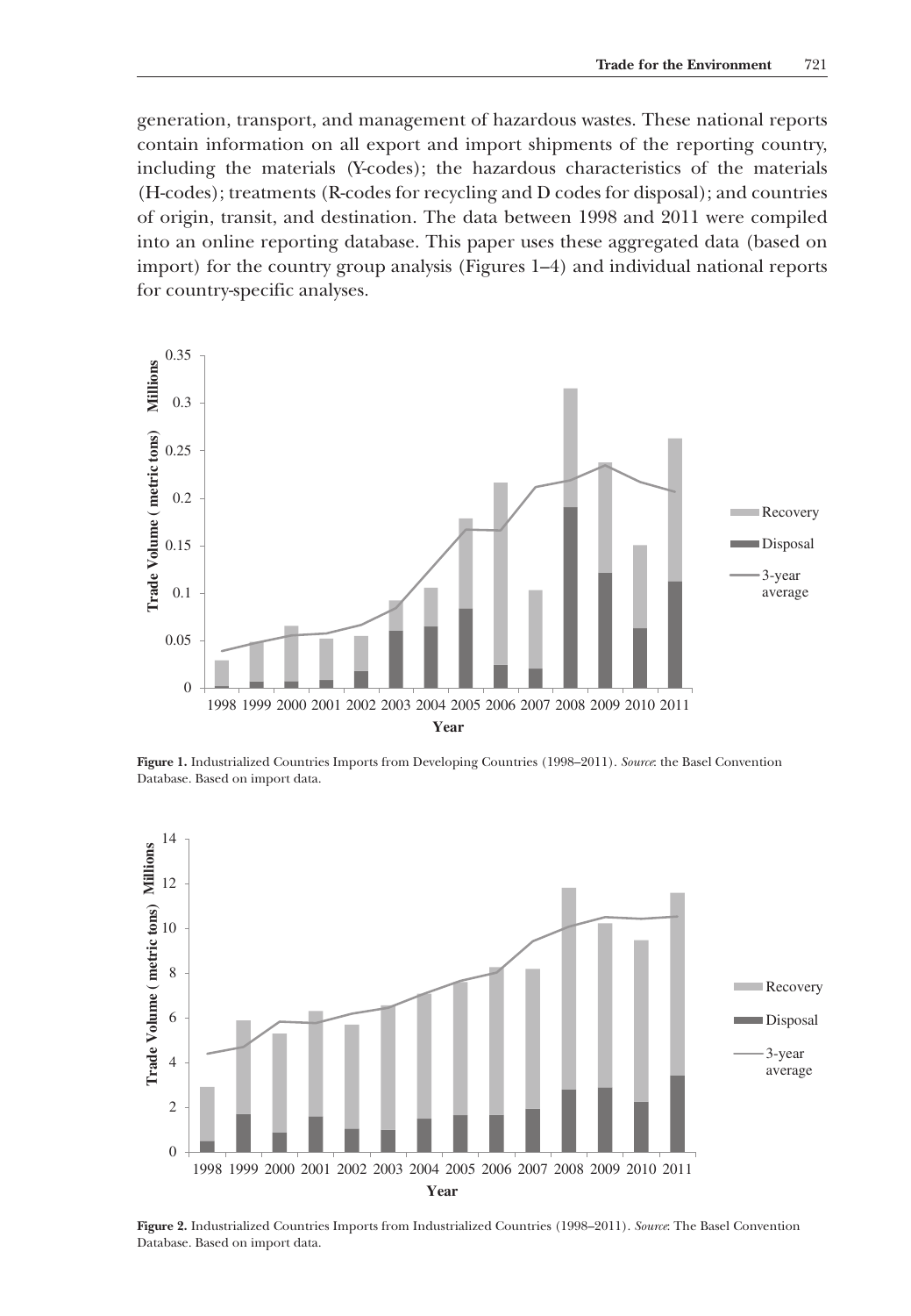generation, transport, and management of hazardous wastes. These national reports contain information on all export and import shipments of the reporting country, including the materials (Y-codes); the hazardous characteristics of the materials (H-codes); treatments (R-codes for recycling and D codes for disposal); and countries of origin, transit, and destination. The data between 1998 and 2011 were compiled into an online reporting database. This paper uses these aggregated data (based on import) for the country group analysis (Figures 1–4) and individual national reports for country-specific analyses.

**Figure 1.** Industrialized Countries Imports from Developing Countries (1998–2011). *Source*: the Basel Convention Database. Based on import data.

**Figure 2.** Industrialized Countries Imports from Industrialized Countries (1998–2011). *Source*: The Basel Convention Database. Based on import data.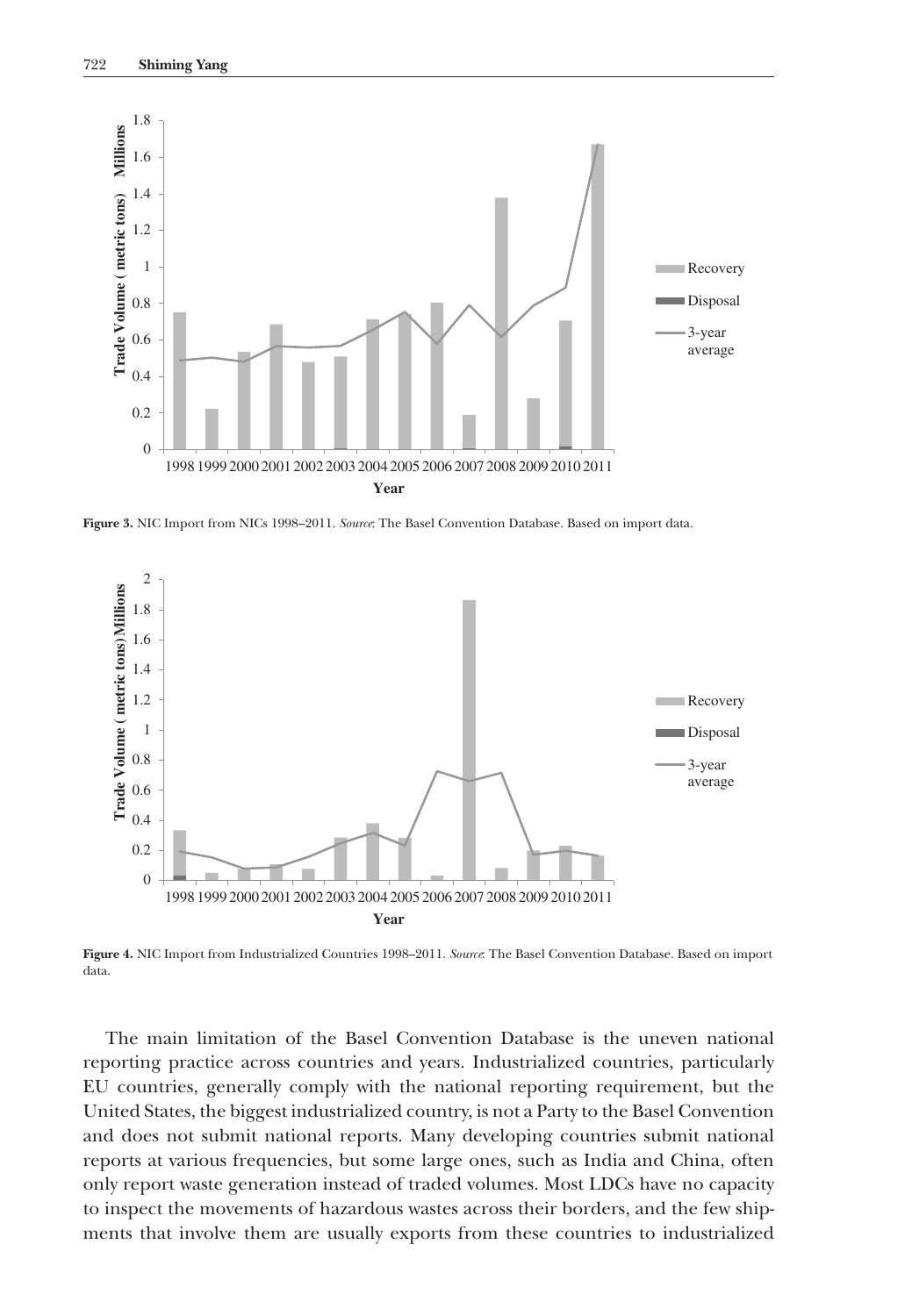**Figure 3.** NIC Import from NICs 1998–2011. *Source*: The Basel Convention Database. Based on import data.

**Figure 4.** NIC Import from Industrialized Countries 1998–2011. *Source*: The Basel Convention Database. Based on import data.

The main limitation of the Basel Convention Database is the uneven national reporting practice across countries and years. Industrialized countries, particularly EU countries, generally comply with the national reporting requirement, but the United States, the biggest industrialized country, is not a Party to the Basel Convention and does not submit national reports. Many developing countries submit national reports at various frequencies, but some large ones, such as India and China, often only report waste generation instead of traded volumes. Most LDCs have no capacity to inspect the movements of hazardous wastes across their borders, and the few shipments that involve them are usually exports from these countries to industrialized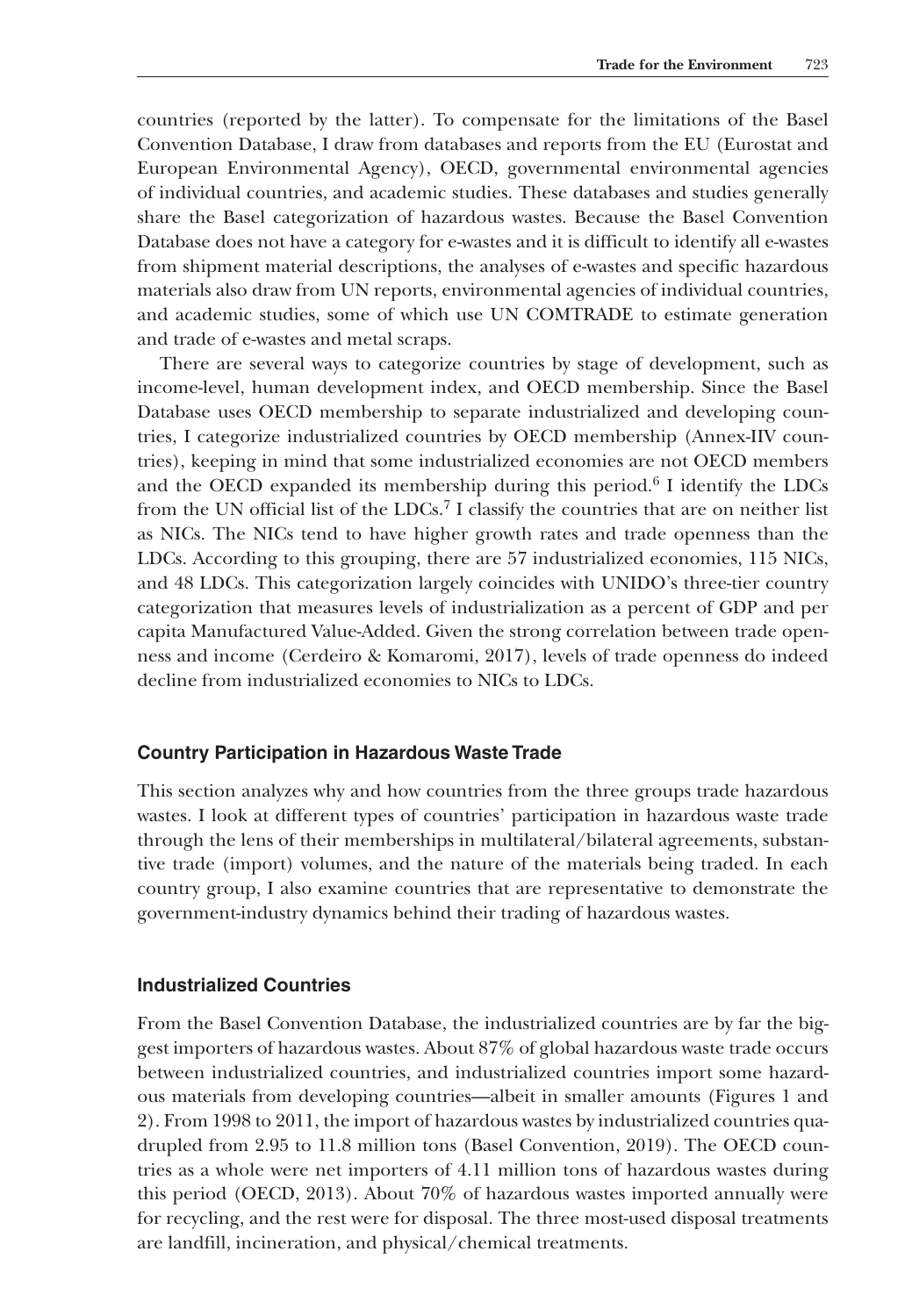countries (reported by the latter). To compensate for the limitations of the Basel Convention Database, I draw from databases and reports from the EU (Eurostat and European Environmental Agency), OECD, governmental environmental agencies of individual countries, and academic studies. These databases and studies generally share the Basel categorization of hazardous wastes. Because the Basel Convention Database does not have a category for e-wastes and it is difficult to identify all e-wastes from shipment material descriptions, the analyses of e-wastes and specific hazardous materials also draw from UN reports, environmental agencies of individual countries, and academic studies, some of which use UN COMTRADE to estimate generation and trade of e-wastes and metal scraps.

There are several ways to categorize countries by stage of development, such as income-level, human development index, and OECD membership. Since the Basel Database uses OECD membership to separate industrialized and developing countries, I categorize industrialized countries by OECD membership (Annex-IIV countries), keeping in mind that some industrialized economies are not OECD members and the OECD expanded its membership during this period.[6] I identify the LDCs from the UN official list of the LDCs.[7] I classify the countries that are on neither list as NICs. The NICs tend to have higher growth rates and trade openness than the LDCs. According to this grouping, there are 57 industrialized economies, 115 NICs, and 48 LDCs. This categorization largely coincides with UNIDO's three-tier country categorization that measures levels of industrialization as a percent of GDP and per capita Manufactured Value-Added. Given the strong correlation between trade openness and income (Cerdeiro & Komaromi, 2017), levels of trade openness do indeed decline from industrialized economies to NICs to LDCs.

## Country Participation in Hazardous Waste Trade

This section analyzes why and how countries from the three groups trade hazardous wastes. I look at different types of countries' participation in hazardous waste trade through the lens of their memberships in multilateral/bilateral agreements, substantive trade (import) volumes, and the nature of the materials being traded. In each country group, I also examine countries that are representative to demonstrate the government-industry dynamics behind their trading of hazardous wastes.

## Industrialized Countries

From the Basel Convention Database, the industrialized countries are by far the biggest importers of hazardous wastes. About 87% of global hazardous waste trade occurs between industrialized countries, and industrialized countries import some hazardous materials from developing countries—albeit in smaller amounts (Figures 1 and 2). From 1998 to 2011, the import of hazardous wastes by industrialized countries quadrupled from 2.95 to 11.8 million tons (Basel Convention, 2019). The OECD countries as a whole were net importers of 4.11 million tons of hazardous wastes during this period (OECD, 2013). About 70% of hazardous wastes imported annually were for recycling, and the rest were for disposal. The three most-used disposal treatments are landfill, incineration, and physical/chemical treatments.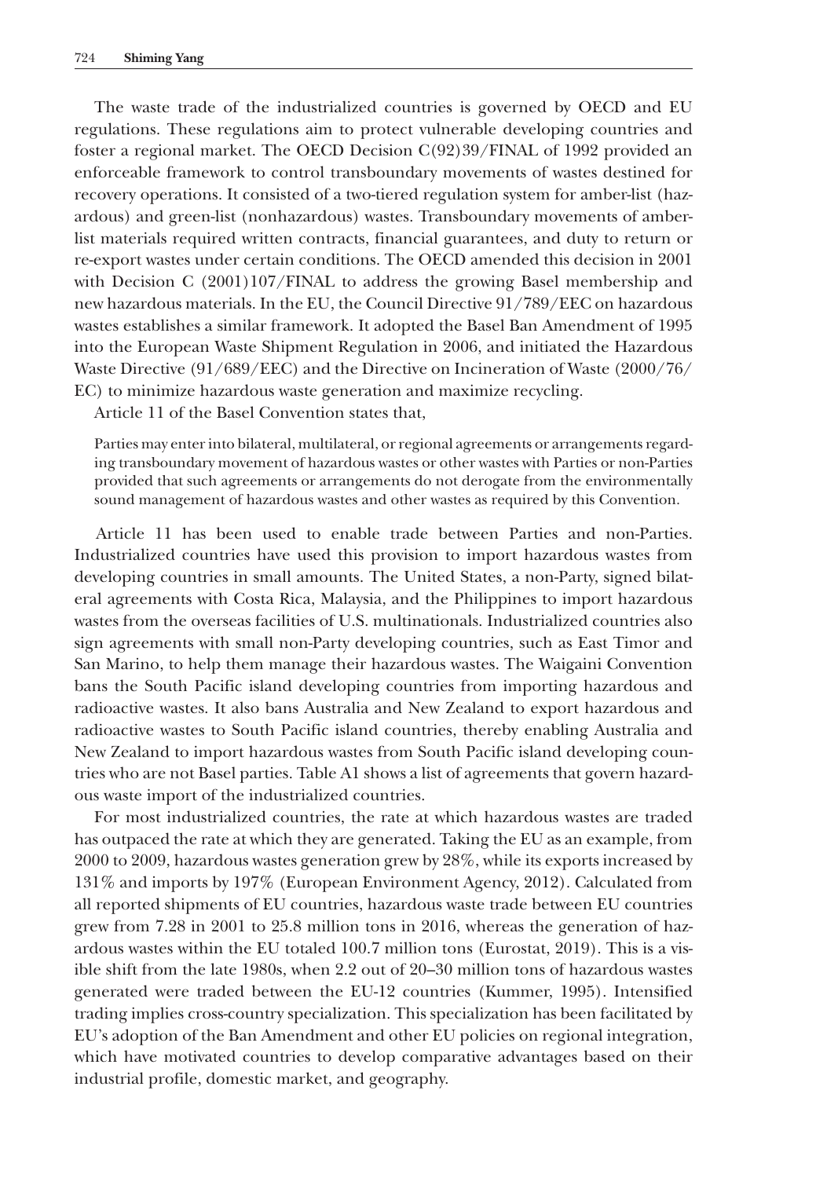The waste trade of the industrialized countries is governed by OECD and EU regulations. These regulations aim to protect vulnerable developing countries and foster a regional market. The OECD Decision C(92)39/FINAL of 1992 provided an enforceable framework to control transboundary movements of wastes destined for recovery operations. It consisted of a two-tiered regulation system for amber-list (hazardous) and green-list (nonhazardous) wastes. Transboundary movements of amber-list materials required written contracts, financial guarantees, and duty to return or re-export wastes under certain conditions. The OECD amended this decision in 2001 with Decision C (2001)107/FINAL to address the growing Basel membership and new hazardous materials. In the EU, the Council Directive 91/789/EEC on hazardous wastes establishes a similar framework. It adopted the Basel Ban Amendment of 1995 into the European Waste Shipment Regulation in 2006, and initiated the Hazardous Waste Directive (91/689/EEC) and the Directive on Incineration of Waste (2000/76/EC) to minimize hazardous waste generation and maximize recycling.

Article 11 of the Basel Convention states that,

> Parties may enter into bilateral, multilateral, or regional agreements or arrangements regarding transboundary movement of hazardous wastes or other wastes with Parties or non-Parties provided that such agreements or arrangements do not derogate from the environmentally sound management of hazardous wastes and other wastes as required by this Convention.

Article 11 has been used to enable trade between Parties and non-Parties. Industrialized countries have used this provision to import hazardous wastes from developing countries in small amounts. The United States, a non-Party, signed bilateral agreements with Costa Rica, Malaysia, and the Philippines to import hazardous wastes from the overseas facilities of U.S. multinationals. Industrialized countries also sign agreements with small non-Party developing countries, such as East Timor and San Marino, to help them manage their hazardous wastes. The Waigaini Convention bans the South Pacific island developing countries from importing hazardous and radioactive wastes. It also bans Australia and New Zealand to export hazardous and radioactive wastes to South Pacific island countries, thereby enabling Australia and New Zealand to import hazardous wastes from South Pacific island developing countries who are not Basel parties. Table A1 shows a list of agreements that govern hazardous waste import of the industrialized countries.

For most industrialized countries, the rate at which hazardous wastes are traded has outpaced the rate at which they are generated. Taking the EU as an example, from 2000 to 2009, hazardous wastes generation grew by 28%, while its exports increased by 131% and imports by 197% (European Environment Agency, 2012). Calculated from all reported shipments of EU countries, hazardous waste trade between EU countries grew from 7.28 in 2001 to 25.8 million tons in 2016, whereas the generation of hazardous wastes within the EU totaled 100.7 million tons (Eurostat, 2019). This is a visible shift from the late 1980s, when 2.2 out of 20–30 million tons of hazardous wastes generated were traded between the EU-12 countries (Kummer, 1995). Intensified trading implies cross-country specialization. This specialization has been facilitated by EU's adoption of the Ban Amendment and other EU policies on regional integration, which have motivated countries to develop comparative advantages based on their industrial profile, domestic market, and geography.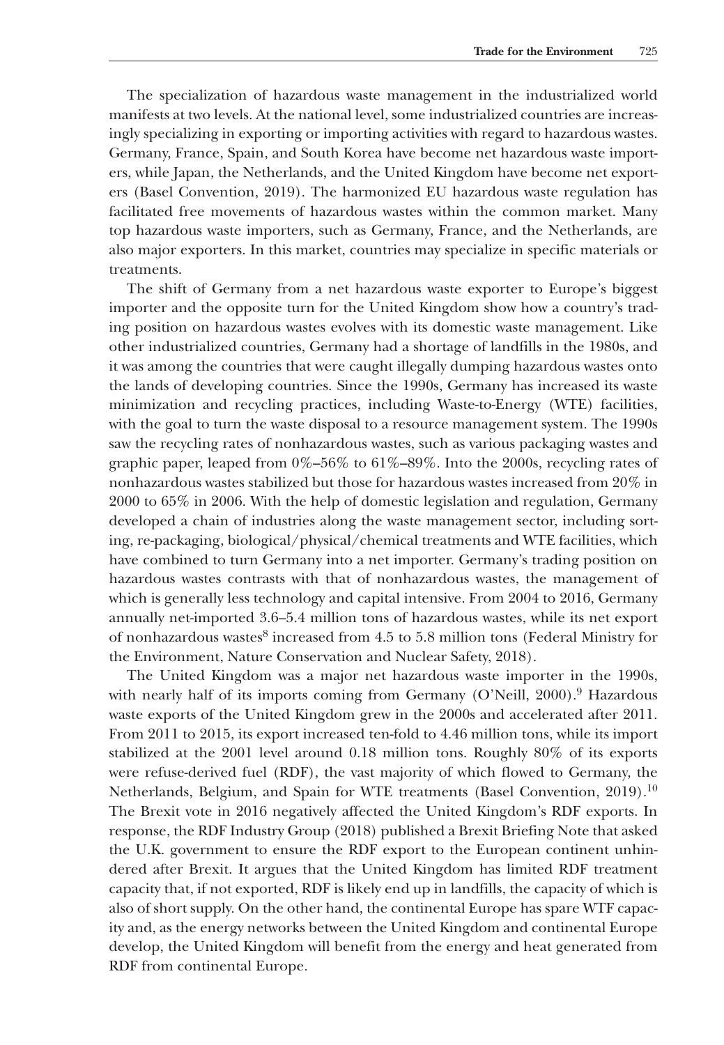The specialization of hazardous waste management in the industrialized world manifests at two levels. At the national level, some industrialized countries are increasingly specializing in exporting or importing activities with regard to hazardous wastes. Germany, France, Spain, and South Korea have become net hazardous waste importers, while Japan, the Netherlands, and the United Kingdom have become net exporters (Basel Convention, 2019). The harmonized EU hazardous waste regulation has facilitated free movements of hazardous wastes within the common market. Many top hazardous waste importers, such as Germany, France, and the Netherlands, are also major exporters. In this market, countries may specialize in specific materials or treatments.

The shift of Germany from a net hazardous waste exporter to Europe's biggest importer and the opposite turn for the United Kingdom show how a country's trading position on hazardous wastes evolves with its domestic waste management. Like other industrialized countries, Germany had a shortage of landfills in the 1980s, and it was among the countries that were caught illegally dumping hazardous wastes onto the lands of developing countries. Since the 1990s, Germany has increased its waste minimization and recycling practices, including Waste-to-Energy (WTE) facilities, with the goal to turn the waste disposal to a resource management system. The 1990s saw the recycling rates of nonhazardous wastes, such as various packaging wastes and graphic paper, leaped from 0%–56% to 61%–89%. Into the 2000s, recycling rates of nonhazardous wastes stabilized but those for hazardous wastes increased from 20% in 2000 to 65% in 2006. With the help of domestic legislation and regulation, Germany developed a chain of industries along the waste management sector, including sorting, re-packaging, biological/physical/chemical treatments and WTE facilities, which have combined to turn Germany into a net importer. Germany's trading position on hazardous wastes contrasts with that of nonhazardous wastes, the management of which is generally less technology and capital intensive. From 2004 to 2016, Germany annually net-imported 3.6–5.4 million tons of hazardous wastes, while its net export of nonhazardous wastes[8] increased from 4.5 to 5.8 million tons (Federal Ministry for the Environment, Nature Conservation and Nuclear Safety, 2018).

The United Kingdom was a major net hazardous waste importer in the 1990s, with nearly half of its imports coming from Germany (O'Neill, 2000).[9] Hazardous waste exports of the United Kingdom grew in the 2000s and accelerated after 2011. From 2011 to 2015, its export increased ten-fold to 4.46 million tons, while its import stabilized at the 2001 level around 0.18 million tons. Roughly 80% of its exports were refuse-derived fuel (RDF), the vast majority of which flowed to Germany, the Netherlands, Belgium, and Spain for WTE treatments (Basel Convention, 2019).[10] The Brexit vote in 2016 negatively affected the United Kingdom's RDF exports. In response, the RDF Industry Group (2018) published a Brexit Briefing Note that asked the U.K. government to ensure the RDF export to the European continent unhindered after Brexit. It argues that the United Kingdom has limited RDF treatment capacity that, if not exported, RDF is likely end up in landfills, the capacity of which is also of short supply. On the other hand, the continental Europe has spare WTF capacity and, as the energy networks between the United Kingdom and continental Europe develop, the United Kingdom will benefit from the energy and heat generated from RDF from continental Europe.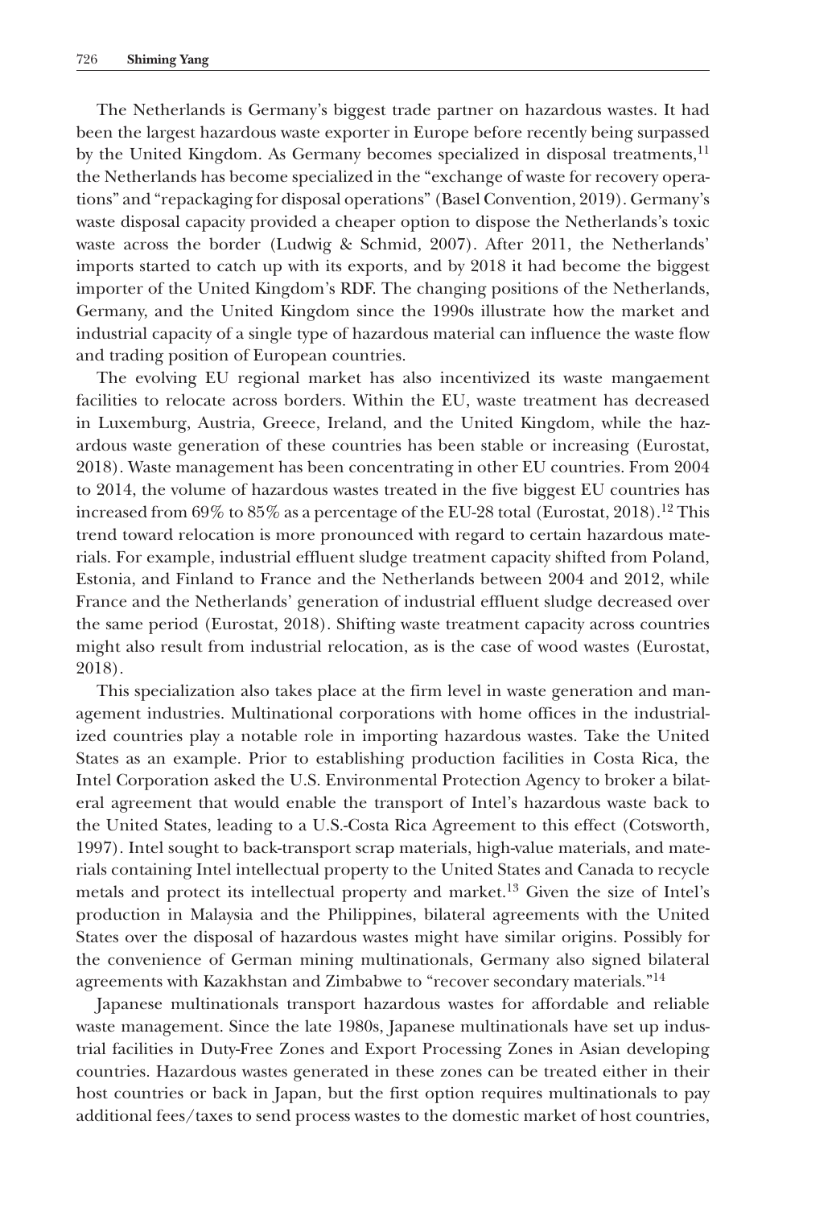The Netherlands is Germany's biggest trade partner on hazardous wastes. It had been the largest hazardous waste exporter in Europe before recently being surpassed by the United Kingdom. As Germany becomes specialized in disposal treatments,[11] the Netherlands has become specialized in the "exchange of waste for recovery operations" and "repackaging for disposal operations" (Basel Convention, 2019). Germany's waste disposal capacity provided a cheaper option to dispose the Netherlands's toxic waste across the border (Ludwig & Schmid, 2007). After 2011, the Netherlands' imports started to catch up with its exports, and by 2018 it had become the biggest importer of the United Kingdom's RDF. The changing positions of the Netherlands, Germany, and the United Kingdom since the 1990s illustrate how the market and industrial capacity of a single type of hazardous material can influence the waste flow and trading position of European countries.

The evolving EU regional market has also incentivized its waste mangaement facilities to relocate across borders. Within the EU, waste treatment has decreased in Luxemburg, Austria, Greece, Ireland, and the United Kingdom, while the hazardous waste generation of these countries has been stable or increasing (Eurostat, 2018). Waste management has been concentrating in other EU countries. From 2004 to 2014, the volume of hazardous wastes treated in the five biggest EU countries has increased from 69% to 85% as a percentage of the EU-28 total (Eurostat, 2018).[12] This trend toward relocation is more pronounced with regard to certain hazardous materials. For example, industrial effluent sludge treatment capacity shifted from Poland, Estonia, and Finland to France and the Netherlands between 2004 and 2012, while France and the Netherlands' generation of industrial effluent sludge decreased over the same period (Eurostat, 2018). Shifting waste treatment capacity across countries might also result from industrial relocation, as is the case of wood wastes (Eurostat, 2018).

This specialization also takes place at the firm level in waste generation and management industries. Multinational corporations with home offices in the industrialized countries play a notable role in importing hazardous wastes. Take the United States as an example. Prior to establishing production facilities in Costa Rica, the Intel Corporation asked the U.S. Environmental Protection Agency to broker a bilateral agreement that would enable the transport of Intel's hazardous waste back to the United States, leading to a U.S.-Costa Rica Agreement to this effect (Cotsworth, 1997). Intel sought to back-transport scrap materials, high-value materials, and materials containing Intel intellectual property to the United States and Canada to recycle metals and protect its intellectual property and market.[13] Given the size of Intel's production in Malaysia and the Philippines, bilateral agreements with the United States over the disposal of hazardous wastes might have similar origins. Possibly for the convenience of German mining multinationals, Germany also signed bilateral agreements with Kazakhstan and Zimbabwe to "recover secondary materials."[14]

Japanese multinationals transport hazardous wastes for affordable and reliable waste management. Since the late 1980s, Japanese multinationals have set up industrial facilities in Duty-Free Zones and Export Processing Zones in Asian developing countries. Hazardous wastes generated in these zones can be treated either in their host countries or back in Japan, but the first option requires multinationals to pay additional fees/taxes to send process wastes to the domestic market of host countries,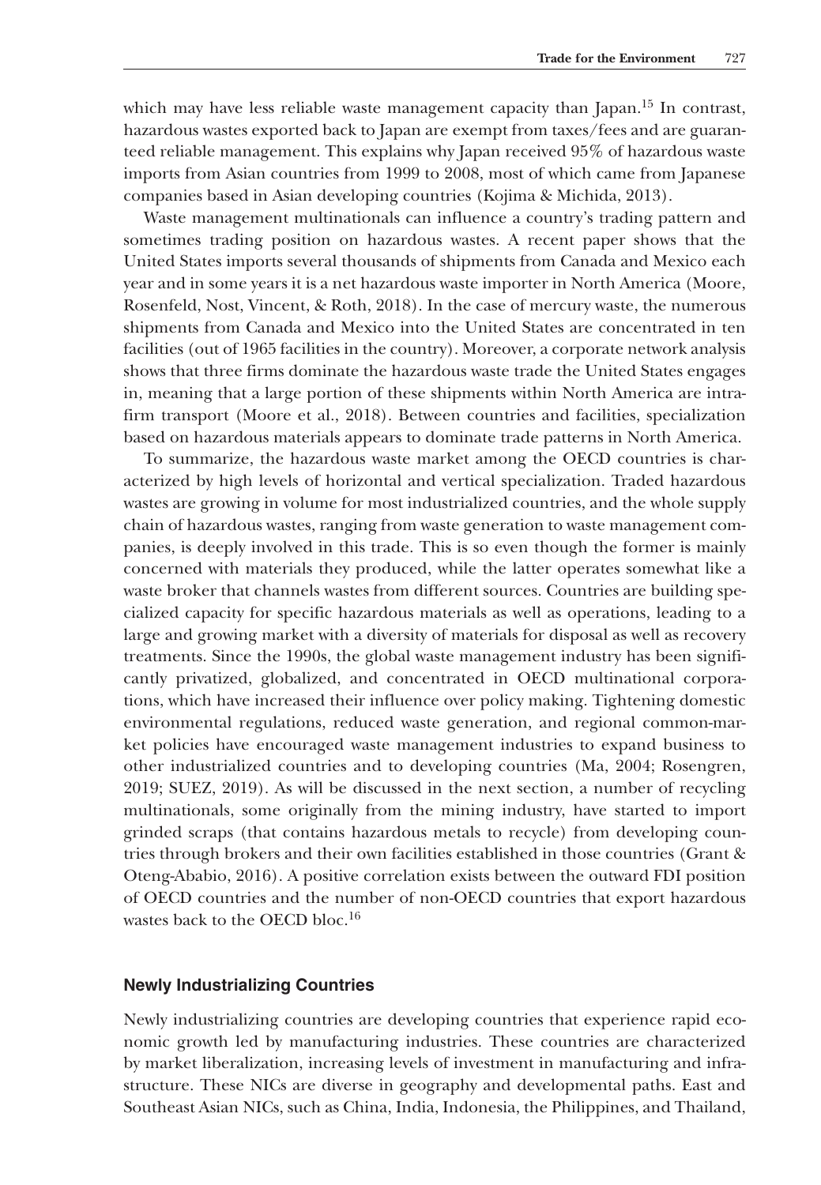which may have less reliable waste management capacity than Japan.[15] In contrast, hazardous wastes exported back to Japan are exempt from taxes/fees and are guaranteed reliable management. This explains why Japan received 95% of hazardous waste imports from Asian countries from 1999 to 2008, most of which came from Japanese companies based in Asian developing countries (Kojima & Michida, 2013).

Waste management multinationals can influence a country's trading pattern and sometimes trading position on hazardous wastes. A recent paper shows that the United States imports several thousands of shipments from Canada and Mexico each year and in some years it is a net hazardous waste importer in North America (Moore, Rosenfeld, Nost, Vincent, & Roth, 2018). In the case of mercury waste, the numerous shipments from Canada and Mexico into the United States are concentrated in ten facilities (out of 1965 facilities in the country). Moreover, a corporate network analysis shows that three firms dominate the hazardous waste trade the United States engages in, meaning that a large portion of these shipments within North America are intra-firm transport (Moore et al., 2018). Between countries and facilities, specialization based on hazardous materials appears to dominate trade patterns in North America.

To summarize, the hazardous waste market among the OECD countries is characterized by high levels of horizontal and vertical specialization. Traded hazardous wastes are growing in volume for most industrialized countries, and the whole supply chain of hazardous wastes, ranging from waste generation to waste management companies, is deeply involved in this trade. This is so even though the former is mainly concerned with materials they produced, while the latter operates somewhat like a waste broker that channels wastes from different sources. Countries are building specialized capacity for specific hazardous materials as well as operations, leading to a large and growing market with a diversity of materials for disposal as well as recovery treatments. Since the 1990s, the global waste management industry has been significantly privatized, globalized, and concentrated in OECD multinational corporations, which have increased their influence over policy making. Tightening domestic environmental regulations, reduced waste generation, and regional common-market policies have encouraged waste management industries to expand business to other industrialized countries and to developing countries (Ma, 2004; Rosengren, 2019; SUEZ, 2019). As will be discussed in the next section, a number of recycling multinationals, some originally from the mining industry, have started to import grinded scraps (that contains hazardous metals to recycle) from developing countries through brokers and their own facilities established in those countries (Grant & Oteng-Ababio, 2016). A positive correlation exists between the outward FDI position of OECD countries and the number of non-OECD countries that export hazardous wastes back to the OECD bloc.[16]

### Newly Industrializing Countries

Newly industrializing countries are developing countries that experience rapid economic growth led by manufacturing industries. These countries are characterized by market liberalization, increasing levels of investment in manufacturing and infrastructure. These NICs are diverse in geography and developmental paths. East and Southeast Asian NICs, such as China, India, Indonesia, the Philippines, and Thailand,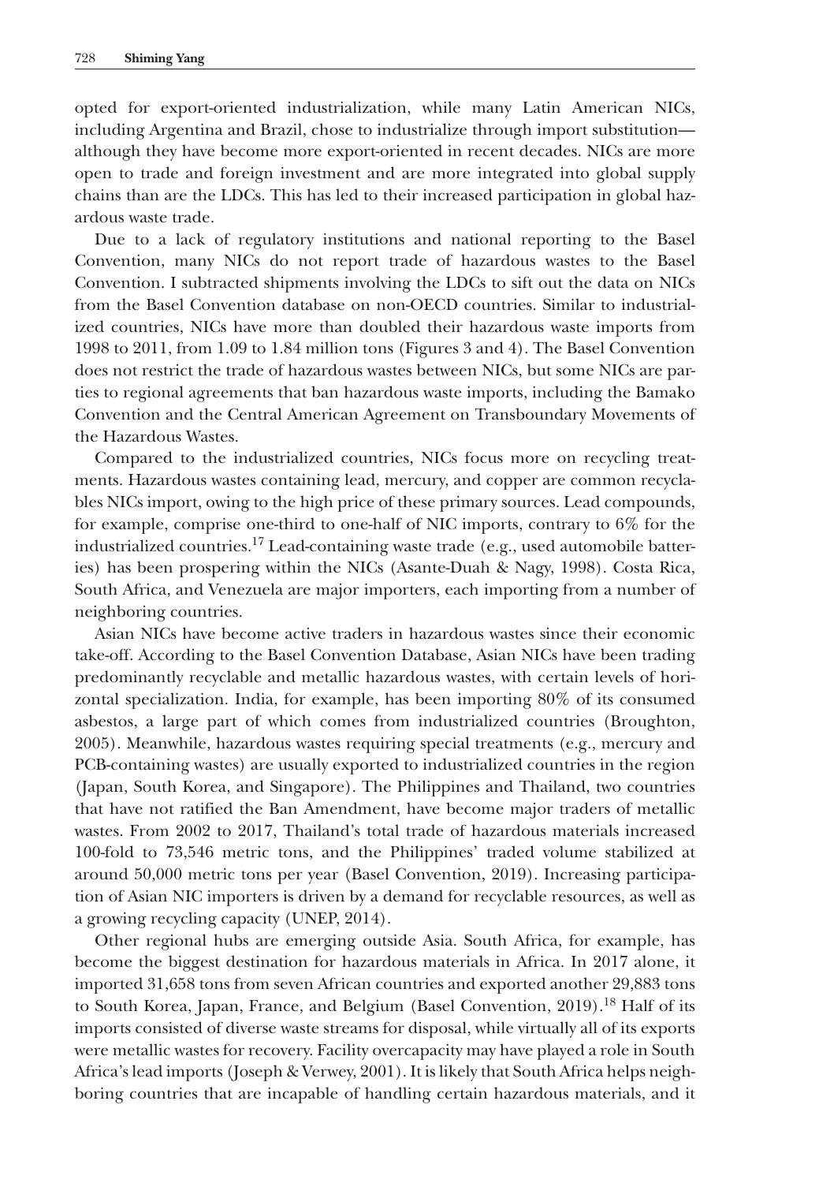opted for export-oriented industrialization, while many Latin American NICs, including Argentina and Brazil, chose to industrialize through import substitution—although they have become more export-oriented in recent decades. NICs are more open to trade and foreign investment and are more integrated into global supply chains than are the LDCs. This has led to their increased participation in global hazardous waste trade.

Due to a lack of regulatory institutions and national reporting to the Basel Convention, many NICs do not report trade of hazardous wastes to the Basel Convention. I subtracted shipments involving the LDCs to sift out the data on NICs from the Basel Convention database on non-OECD countries. Similar to industrialized countries, NICs have more than doubled their hazardous waste imports from 1998 to 2011, from 1.09 to 1.84 million tons (Figures 3 and 4). The Basel Convention does not restrict the trade of hazardous wastes between NICs, but some NICs are parties to regional agreements that ban hazardous waste imports, including the Bamako Convention and the Central American Agreement on Transboundary Movements of the Hazardous Wastes.

Compared to the industrialized countries, NICs focus more on recycling treatments. Hazardous wastes containing lead, mercury, and copper are common recyclables NICs import, owing to the high price of these primary sources. Lead compounds, for example, comprise one-third to one-half of NIC imports, contrary to 6% for the industrialized countries.[17] Lead-containing waste trade (e.g., used automobile batteries) has been prospering within the NICs (Asante-Duah & Nagy, 1998). Costa Rica, South Africa, and Venezuela are major importers, each importing from a number of neighboring countries.

Asian NICs have become active traders in hazardous wastes since their economic take-off. According to the Basel Convention Database, Asian NICs have been trading predominantly recyclable and metallic hazardous wastes, with certain levels of horizontal specialization. India, for example, has been importing 80% of its consumed asbestos, a large part of which comes from industrialized countries (Broughton, 2005). Meanwhile, hazardous wastes requiring special treatments (e.g., mercury and PCB-containing wastes) are usually exported to industrialized countries in the region (Japan, South Korea, and Singapore). The Philippines and Thailand, two countries that have not ratified the Ban Amendment, have become major traders of metallic wastes. From 2002 to 2017, Thailand's total trade of hazardous materials increased 100-fold to 73,546 metric tons, and the Philippines' traded volume stabilized at around 50,000 metric tons per year (Basel Convention, 2019). Increasing participation of Asian NIC importers is driven by a demand for recyclable resources, as well as a growing recycling capacity (UNEP, 2014).

Other regional hubs are emerging outside Asia. South Africa, for example, has become the biggest destination for hazardous materials in Africa. In 2017 alone, it imported 31,658 tons from seven African countries and exported another 29,883 tons to South Korea, Japan, France, and Belgium (Basel Convention, 2019).[18] Half of its imports consisted of diverse waste streams for disposal, while virtually all of its exports were metallic wastes for recovery. Facility overcapacity may have played a role in South Africa's lead imports (Joseph & Verwey, 2001). It is likely that South Africa helps neighboring countries that are incapable of handling certain hazardous materials, and it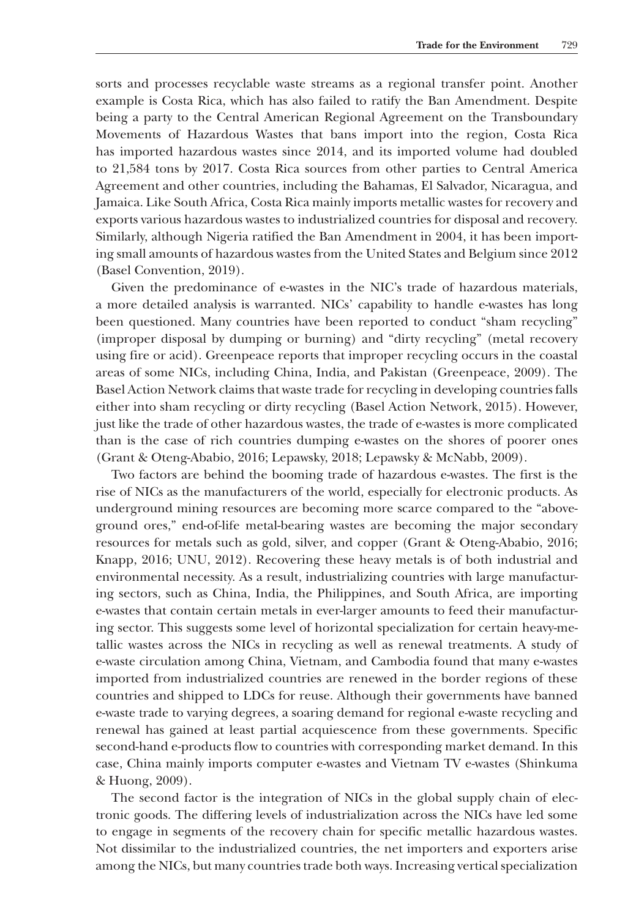sorts and processes recyclable waste streams as a regional transfer point. Another example is Costa Rica, which has also failed to ratify the Ban Amendment. Despite being a party to the Central American Regional Agreement on the Transboundary Movements of Hazardous Wastes that bans import into the region, Costa Rica has imported hazardous wastes since 2014, and its imported volume had doubled to 21,584 tons by 2017. Costa Rica sources from other parties to Central America Agreement and other countries, including the Bahamas, El Salvador, Nicaragua, and Jamaica. Like South Africa, Costa Rica mainly imports metallic wastes for recovery and exports various hazardous wastes to industrialized countries for disposal and recovery. Similarly, although Nigeria ratified the Ban Amendment in 2004, it has been importing small amounts of hazardous wastes from the United States and Belgium since 2012 (Basel Convention, 2019).

Given the predominance of e-wastes in the NIC's trade of hazardous materials, a more detailed analysis is warranted. NICs' capability to handle e-wastes has long been questioned. Many countries have been reported to conduct "sham recycling" (improper disposal by dumping or burning) and "dirty recycling" (metal recovery using fire or acid). Greenpeace reports that improper recycling occurs in the coastal areas of some NICs, including China, India, and Pakistan (Greenpeace, 2009). The Basel Action Network claims that waste trade for recycling in developing countries falls either into sham recycling or dirty recycling (Basel Action Network, 2015). However, just like the trade of other hazardous wastes, the trade of e-wastes is more complicated than is the case of rich countries dumping e-wastes on the shores of poorer ones (Grant & Oteng-Ababio, 2016; Lepawsky, 2018; Lepawsky & McNabb, 2009).

Two factors are behind the booming trade of hazardous e-wastes. The first is the rise of NICs as the manufacturers of the world, especially for electronic products. As underground mining resources are becoming more scarce compared to the "above-ground ores," end-of-life metal-bearing wastes are becoming the major secondary resources for metals such as gold, silver, and copper (Grant & Oteng-Ababio, 2016; Knapp, 2016; UNU, 2012). Recovering these heavy metals is of both industrial and environmental necessity. As a result, industrializing countries with large manufacturing sectors, such as China, India, the Philippines, and South Africa, are importing e-wastes that contain certain metals in ever-larger amounts to feed their manufacturing sector. This suggests some level of horizontal specialization for certain heavy-metallic wastes across the NICs in recycling as well as renewal treatments. A study of e-waste circulation among China, Vietnam, and Cambodia found that many e-wastes imported from industrialized countries are renewed in the border regions of these countries and shipped to LDCs for reuse. Although their governments have banned e-waste trade to varying degrees, a soaring demand for regional e-waste recycling and renewal has gained at least partial acquiescence from these governments. Specific second-hand e-products flow to countries with corresponding market demand. In this case, China mainly imports computer e-wastes and Vietnam TV e-wastes (Shinkuma & Huong, 2009).

The second factor is the integration of NICs in the global supply chain of electronic goods. The differing levels of industrialization across the NICs have led some to engage in segments of the recovery chain for specific metallic hazardous wastes. Not dissimilar to the industrialized countries, the net importers and exporters arise among the NICs, but many countries trade both ways. Increasing vertical specialization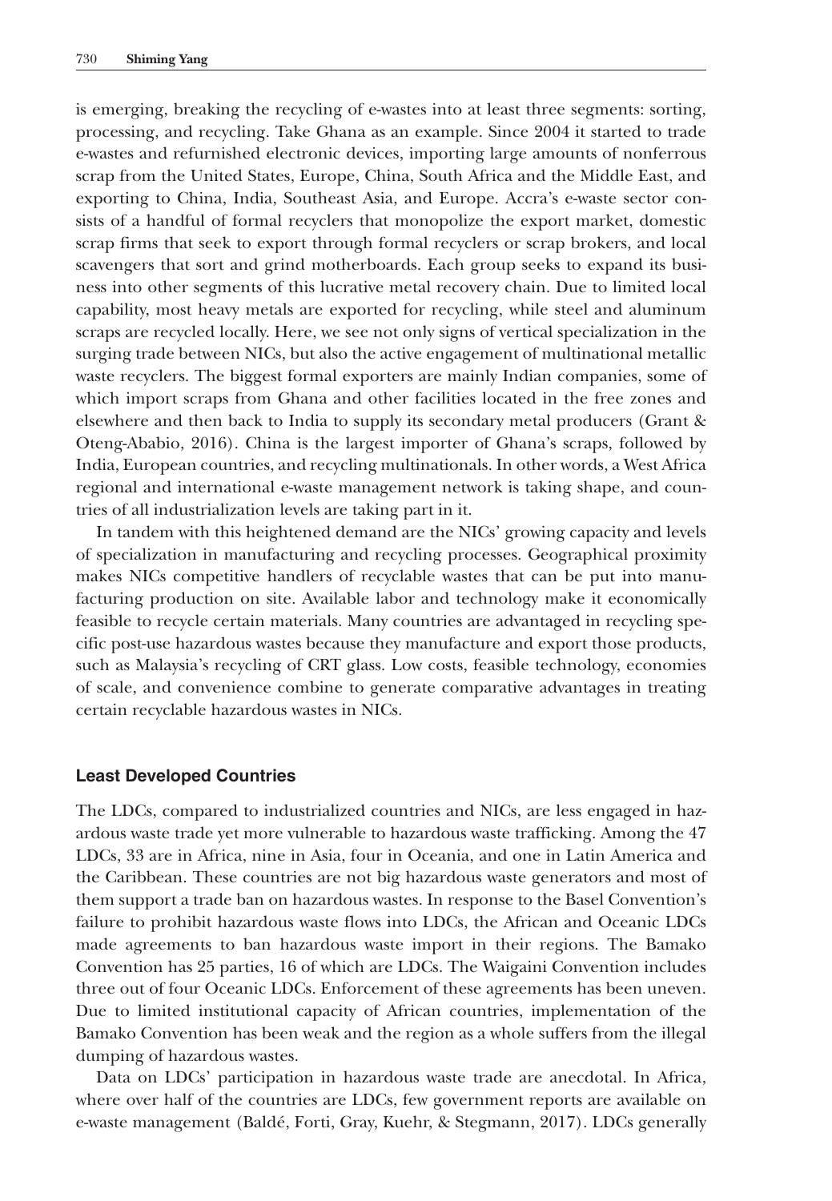is emerging, breaking the recycling of e-wastes into at least three segments: sorting, processing, and recycling. Take Ghana as an example. Since 2004 it started to trade e-wastes and refurnished electronic devices, importing large amounts of nonferrous scrap from the United States, Europe, China, South Africa and the Middle East, and exporting to China, India, Southeast Asia, and Europe. Accra's e-waste sector consists of a handful of formal recyclers that monopolize the export market, domestic scrap firms that seek to export through formal recyclers or scrap brokers, and local scavengers that sort and grind motherboards. Each group seeks to expand its business into other segments of this lucrative metal recovery chain. Due to limited local capability, most heavy metals are exported for recycling, while steel and aluminum scraps are recycled locally. Here, we see not only signs of vertical specialization in the surging trade between NICs, but also the active engagement of multinational metallic waste recyclers. The biggest formal exporters are mainly Indian companies, some of which import scraps from Ghana and other facilities located in the free zones and elsewhere and then back to India to supply its secondary metal producers (Grant & Oteng-Ababio, 2016). China is the largest importer of Ghana's scraps, followed by India, European countries, and recycling multinationals. In other words, a West Africa regional and international e-waste management network is taking shape, and countries of all industrialization levels are taking part in it.

In tandem with this heightened demand are the NICs' growing capacity and levels of specialization in manufacturing and recycling processes. Geographical proximity makes NICs competitive handlers of recyclable wastes that can be put into manufacturing production on site. Available labor and technology make it economically feasible to recycle certain materials. Many countries are advantaged in recycling specific post-use hazardous wastes because they manufacture and export those products, such as Malaysia's recycling of CRT glass. Low costs, feasible technology, economies of scale, and convenience combine to generate comparative advantages in treating certain recyclable hazardous wastes in NICs.

### Least Developed Countries

The LDCs, compared to industrialized countries and NICs, are less engaged in hazardous waste trade yet more vulnerable to hazardous waste trafficking. Among the 47 LDCs, 33 are in Africa, nine in Asia, four in Oceania, and one in Latin America and the Caribbean. These countries are not big hazardous waste generators and most of them support a trade ban on hazardous wastes. In response to the Basel Convention's failure to prohibit hazardous waste flows into LDCs, the African and Oceanic LDCs made agreements to ban hazardous waste import in their regions. The Bamako Convention has 25 parties, 16 of which are LDCs. The Waigaini Convention includes three out of four Oceanic LDCs. Enforcement of these agreements has been uneven. Due to limited institutional capacity of African countries, implementation of the Bamako Convention has been weak and the region as a whole suffers from the illegal dumping of hazardous wastes.

Data on LDCs' participation in hazardous waste trade are anecdotal. In Africa, where over half of the countries are LDCs, few government reports are available on e-waste management (Baldé, Forti, Gray, Kuehr, & Stegmann, 2017). LDCs generally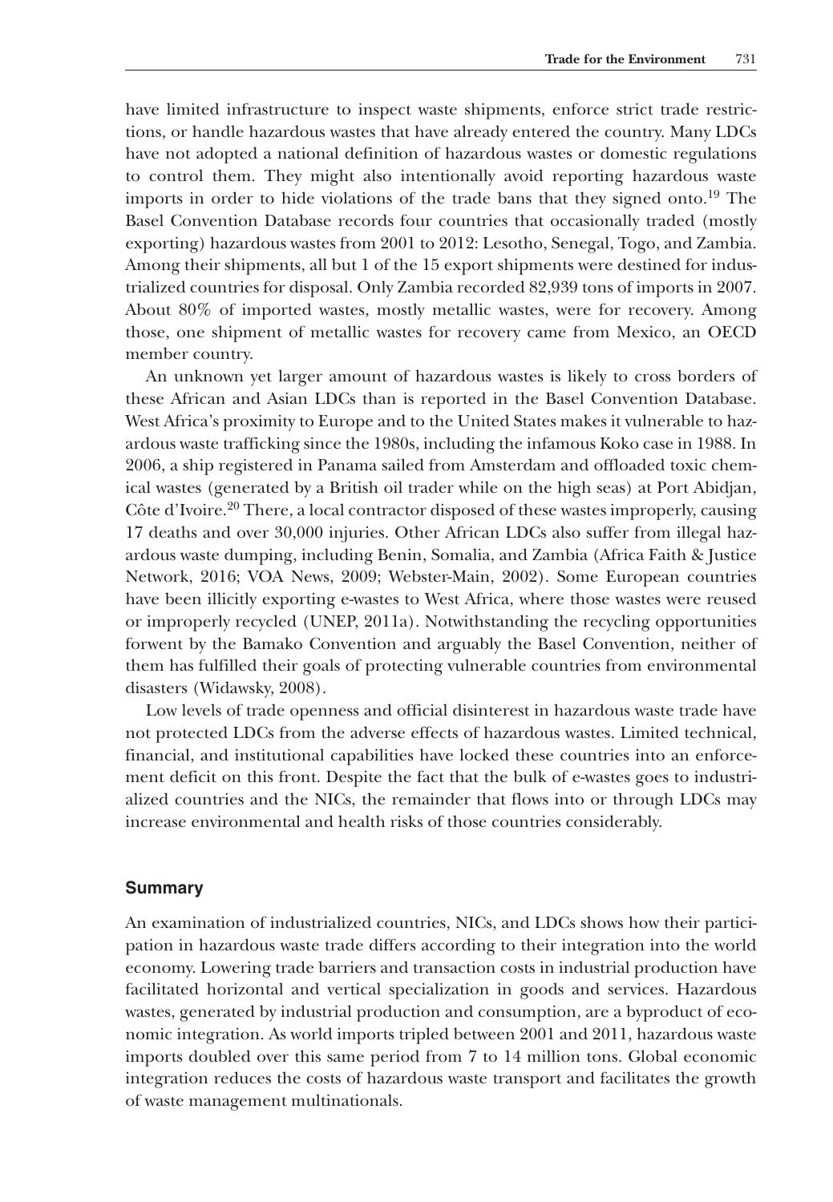have limited infrastructure to inspect waste shipments, enforce strict trade restrictions, or handle hazardous wastes that have already entered the country. Many LDCs have not adopted a national definition of hazardous wastes or domestic regulations to control them. They might also intentionally avoid reporting hazardous waste imports in order to hide violations of the trade bans that they signed onto.[19] The Basel Convention Database records four countries that occasionally traded (mostly exporting) hazardous wastes from 2001 to 2012: Lesotho, Senegal, Togo, and Zambia. Among their shipments, all but 1 of the 15 export shipments were destined for industrialized countries for disposal. Only Zambia recorded 82,939 tons of imports in 2007. About 80% of imported wastes, mostly metallic wastes, were for recovery. Among those, one shipment of metallic wastes for recovery came from Mexico, an OECD member country.

An unknown yet larger amount of hazardous wastes is likely to cross borders of these African and Asian LDCs than is reported in the Basel Convention Database. West Africa's proximity to Europe and to the United States makes it vulnerable to hazardous waste trafficking since the 1980s, including the infamous Koko case in 1988. In 2006, a ship registered in Panama sailed from Amsterdam and offloaded toxic chemical wastes (generated by a British oil trader while on the high seas) at Port Abidjan, Côte d'Ivoire.[20] There, a local contractor disposed of these wastes improperly, causing 17 deaths and over 30,000 injuries. Other African LDCs also suffer from illegal hazardous waste dumping, including Benin, Somalia, and Zambia (Africa Faith & Justice Network, 2016; VOA News, 2009; Webster-Main, 2002). Some European countries have been illicitly exporting e-wastes to West Africa, where those wastes were reused or improperly recycled (UNEP, 2011a). Notwithstanding the recycling opportunities forwent by the Bamako Convention and arguably the Basel Convention, neither of them has fulfilled their goals of protecting vulnerable countries from environmental disasters (Widawsky, 2008).

Low levels of trade openness and official disinterest in hazardous waste trade have not protected LDCs from the adverse effects of hazardous wastes. Limited technical, financial, and institutional capabilities have locked these countries into an enforcement deficit on this front. Despite the fact that the bulk of e-wastes goes to industrialized countries and the NICs, the remainder that flows into or through LDCs may increase environmental and health risks of those countries considerably.

## Summary

An examination of industrialized countries, NICs, and LDCs shows how their participation in hazardous waste trade differs according to their integration into the world economy. Lowering trade barriers and transaction costs in industrial production have facilitated horizontal and vertical specialization in goods and services. Hazardous wastes, generated by industrial production and consumption, are a byproduct of economic integration. As world imports tripled between 2001 and 2011, hazardous waste imports doubled over this same period from 7 to 14 million tons. Global economic integration reduces the costs of hazardous waste transport and facilitates the growth of waste management multinationals.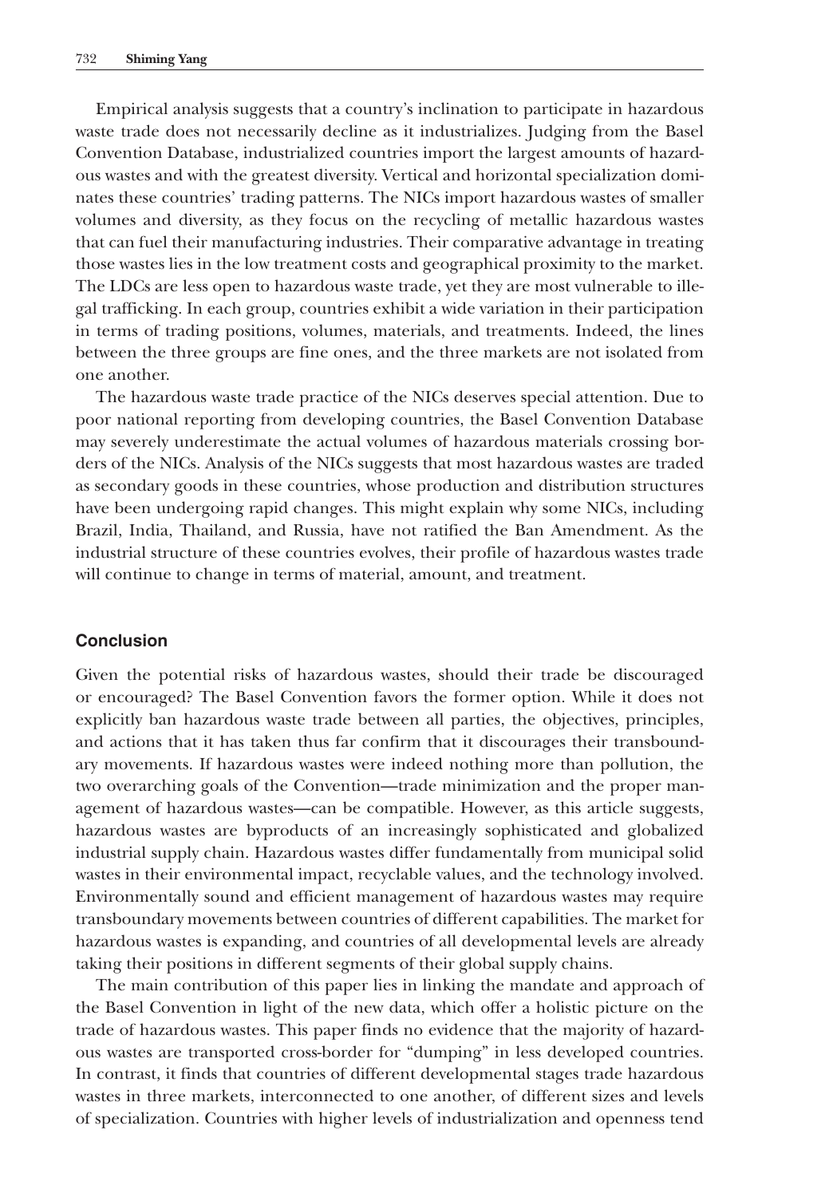Empirical analysis suggests that a country's inclination to participate in hazardous waste trade does not necessarily decline as it industrializes. Judging from the Basel Convention Database, industrialized countries import the largest amounts of hazardous wastes and with the greatest diversity. Vertical and horizontal specialization dominates these countries' trading patterns. The NICs import hazardous wastes of smaller volumes and diversity, as they focus on the recycling of metallic hazardous wastes that can fuel their manufacturing industries. Their comparative advantage in treating those wastes lies in the low treatment costs and geographical proximity to the market. The LDCs are less open to hazardous waste trade, yet they are most vulnerable to illegal trafficking. In each group, countries exhibit a wide variation in their participation in terms of trading positions, volumes, materials, and treatments. Indeed, the lines between the three groups are fine ones, and the three markets are not isolated from one another.

The hazardous waste trade practice of the NICs deserves special attention. Due to poor national reporting from developing countries, the Basel Convention Database may severely underestimate the actual volumes of hazardous materials crossing borders of the NICs. Analysis of the NICs suggests that most hazardous wastes are traded as secondary goods in these countries, whose production and distribution structures have been undergoing rapid changes. This might explain why some NICs, including Brazil, India, Thailand, and Russia, have not ratified the Ban Amendment. As the industrial structure of these countries evolves, their profile of hazardous wastes trade will continue to change in terms of material, amount, and treatment.

## Conclusion

Given the potential risks of hazardous wastes, should their trade be discouraged or encouraged? The Basel Convention favors the former option. While it does not explicitly ban hazardous waste trade between all parties, the objectives, principles, and actions that it has taken thus far confirm that it discourages their transboundary movements. If hazardous wastes were indeed nothing more than pollution, the two overarching goals of the Convention—trade minimization and the proper management of hazardous wastes—can be compatible. However, as this article suggests, hazardous wastes are byproducts of an increasingly sophisticated and globalized industrial supply chain. Hazardous wastes differ fundamentally from municipal solid wastes in their environmental impact, recyclable values, and the technology involved. Environmentally sound and efficient management of hazardous wastes may require transboundary movements between countries of different capabilities. The market for hazardous wastes is expanding, and countries of all developmental levels are already taking their positions in different segments of their global supply chains.

The main contribution of this paper lies in linking the mandate and approach of the Basel Convention in light of the new data, which offer a holistic picture on the trade of hazardous wastes. This paper finds no evidence that the majority of hazardous wastes are transported cross-border for "dumping" in less developed countries. In contrast, it finds that countries of different developmental stages trade hazardous wastes in three markets, interconnected to one another, of different sizes and levels of specialization. Countries with higher levels of industrialization and openness tend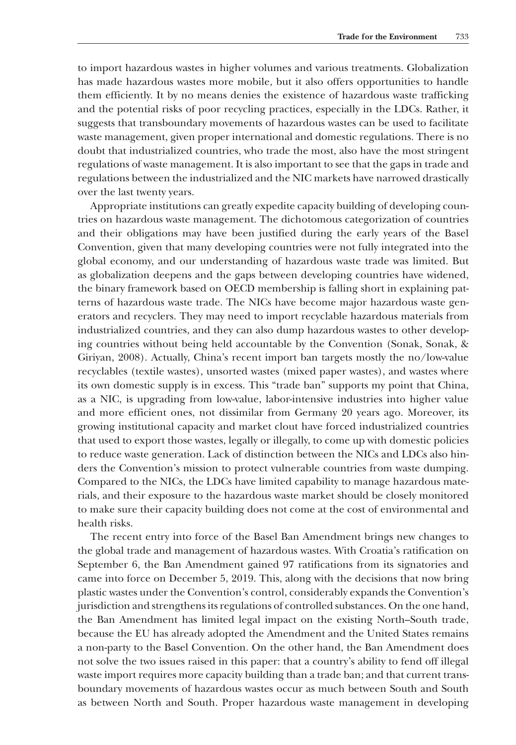to import hazardous wastes in higher volumes and various treatments. Globalization has made hazardous wastes more mobile, but it also offers opportunities to handle them efficiently. It by no means denies the existence of hazardous waste trafficking and the potential risks of poor recycling practices, especially in the LDCs. Rather, it suggests that transboundary movements of hazardous wastes can be used to facilitate waste management, given proper international and domestic regulations. There is no doubt that industrialized countries, who trade the most, also have the most stringent regulations of waste management. It is also important to see that the gaps in trade and regulations between the industrialized and the NIC markets have narrowed drastically over the last twenty years.

Appropriate institutions can greatly expedite capacity building of developing countries on hazardous waste management. The dichotomous categorization of countries and their obligations may have been justified during the early years of the Basel Convention, given that many developing countries were not fully integrated into the global economy, and our understanding of hazardous waste trade was limited. But as globalization deepens and the gaps between developing countries have widened, the binary framework based on OECD membership is falling short in explaining patterns of hazardous waste trade. The NICs have become major hazardous waste generators and recyclers. They may need to import recyclable hazardous materials from industrialized countries, and they can also dump hazardous wastes to other developing countries without being held accountable by the Convention (Sonak, Sonak, & Giriyan, 2008). Actually, China's recent import ban targets mostly the no/low-value recyclables (textile wastes), unsorted wastes (mixed paper wastes), and wastes where its own domestic supply is in excess. This "trade ban" supports my point that China, as a NIC, is upgrading from low-value, labor-intensive industries into higher value and more efficient ones, not dissimilar from Germany 20 years ago. Moreover, its growing institutional capacity and market clout have forced industrialized countries that used to export those wastes, legally or illegally, to come up with domestic policies to reduce waste generation. Lack of distinction between the NICs and LDCs also hinders the Convention's mission to protect vulnerable countries from waste dumping. Compared to the NICs, the LDCs have limited capability to manage hazardous materials, and their exposure to the hazardous waste market should be closely monitored to make sure their capacity building does not come at the cost of environmental and health risks.

The recent entry into force of the Basel Ban Amendment brings new changes to the global trade and management of hazardous wastes. With Croatia's ratification on September 6, the Ban Amendment gained 97 ratifications from its signatories and came into force on December 5, 2019. This, along with the decisions that now bring plastic wastes under the Convention's control, considerably expands the Convention's jurisdiction and strengthens its regulations of controlled substances. On the one hand, the Ban Amendment has limited legal impact on the existing North–South trade, because the EU has already adopted the Amendment and the United States remains a non-party to the Basel Convention. On the other hand, the Ban Amendment does not solve the two issues raised in this paper: that a country's ability to fend off illegal waste import requires more capacity building than a trade ban; and that current transboundary movements of hazardous wastes occur as much between South and South as between North and South. Proper hazardous waste management in developing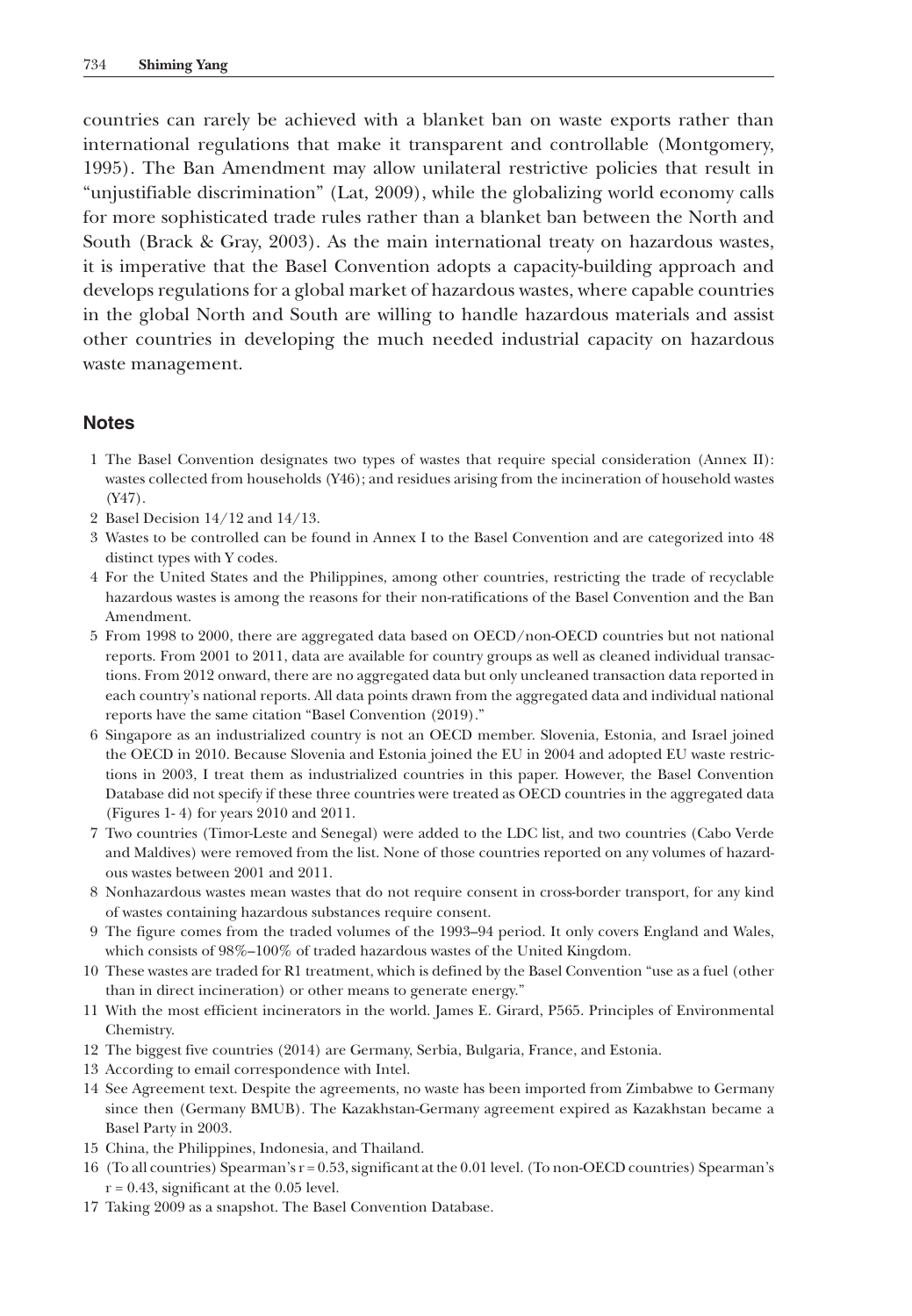countries can rarely be achieved with a blanket ban on waste exports rather than international regulations that make it transparent and controllable (Montgomery, 1995). The Ban Amendment may allow unilateral restrictive policies that result in "unjustifiable discrimination" (Lat, 2009), while the globalizing world economy calls for more sophisticated trade rules rather than a blanket ban between the North and South (Brack & Gray, 2003). As the main international treaty on hazardous wastes, it is imperative that the Basel Convention adopts a capacity-building approach and develops regulations for a global market of hazardous wastes, where capable countries in the global North and South are willing to handle hazardous materials and assist other countries in developing the much needed industrial capacity on hazardous waste management.

## Notes

1. The Basel Convention designates two types of wastes that require special consideration (Annex II): wastes collected from households (Y46); and residues arising from the incineration of household wastes (Y47).
2. Basel Decision 14/12 and 14/13.
3. Wastes to be controlled can be found in Annex I to the Basel Convention and are categorized into 48 distinct types with Y codes.
4. For the United States and the Philippines, among other countries, restricting the trade of recyclable hazardous wastes is among the reasons for their non-ratifications of the Basel Convention and the Ban Amendment.
5. From 1998 to 2000, there are aggregated data based on OECD/non-OECD countries but not national reports. From 2001 to 2011, data are available for country groups as well as cleaned individual transactions. From 2012 onward, there are no aggregated data but only uncleaned transaction data reported in each country's national reports. All data points drawn from the aggregated data and individual national reports have the same citation "Basel Convention (2019)."
6. Singapore as an industrialized country is not an OECD member. Slovenia, Estonia, and Israel joined the OECD in 2010. Because Slovenia and Estonia joined the EU in 2004 and adopted EU waste restrictions in 2003, I treat them as industrialized countries in this paper. However, the Basel Convention Database did not specify if these three countries were treated as OECD countries in the aggregated data (Figures 1- 4) for years 2010 and 2011.
7. Two countries (Timor-Leste and Senegal) were added to the LDC list, and two countries (Cabo Verde and Maldives) were removed from the list. None of those countries reported on any volumes of hazardous wastes between 2001 and 2011.
8. Nonhazardous wastes mean wastes that do not require consent in cross-border transport, for any kind of wastes containing hazardous substances require consent.
9. The figure comes from the traded volumes of the 1993–94 period. It only covers England and Wales, which consists of 98%–100% of traded hazardous wastes of the United Kingdom.
10. These wastes are traded for R1 treatment, which is defined by the Basel Convention "use as a fuel (other than in direct incineration) or other means to generate energy."
11. With the most efficient incinerators in the world. James E. Girard, P565. Principles of Environmental Chemistry.
12. The biggest five countries (2014) are Germany, Serbia, Bulgaria, France, and Estonia.
13. According to email correspondence with Intel.
14. See Agreement text. Despite the agreements, no waste has been imported from Zimbabwe to Germany since then (Germany BMUB). The Kazakhstan-Germany agreement expired as Kazakhstan became a Basel Party in 2003.
15. China, the Philippines, Indonesia, and Thailand.
16. (To all countries) Spearman's $r = 0.53$, significant at the 0.01 level. (To non-OECD countries) Spearman's $r = 0.43$, significant at the 0.05 level.
17. Taking 2009 as a snapshot. The Basel Convention Database.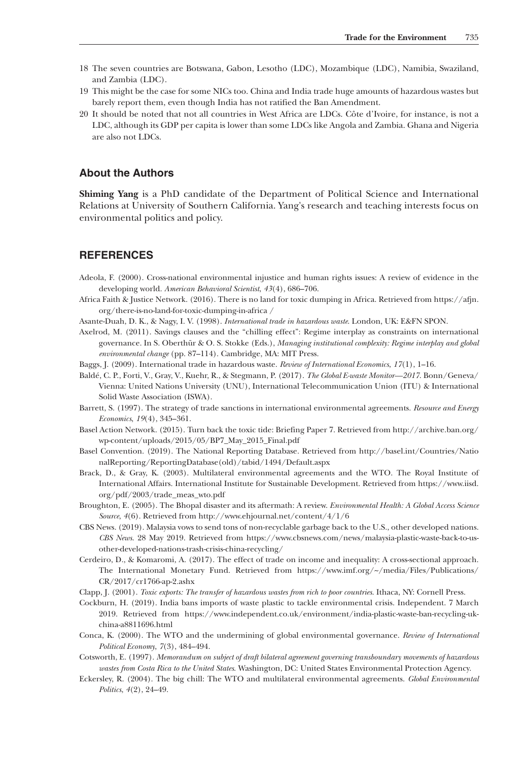18 The seven countries are Botswana, Gabon, Lesotho (LDC), Mozambique (LDC), Namibia, Swaziland, and Zambia (LDC).

19 This might be the case for some NICs too. China and India trade huge amounts of hazardous wastes but barely report them, even though India has not ratified the Ban Amendment.

20 It should be noted that not all countries in West Africa are LDCs. Côte d'Ivoire, for instance, is not a LDC, although its GDP per capita is lower than some LDCs like Angola and Zambia. Ghana and Nigeria are also not LDCs.

## About the Authors

**Shiming Yang** is a PhD candidate of the Department of Political Science and International Relations at University of Southern California. Yang's research and teaching interests focus on environmental politics and policy.

## REFERENCES

Adeola, F. (2000). Cross-national environmental injustice and human rights issues: A review of evidence in the developing world. *American Behavioral Scientist*, *43*(4), 686–706.

Africa Faith & Justice Network. (2016). There is no land for toxic dumping in Africa. Retrieved from https://afjn.org/there-is-no-land-for-toxic-dumping-in-africa /

Asante-Duah, D. K., & Nagy, I. V. (1998). *International trade in hazardous waste*. London, UK: E&FN SPON.

Axelrod, M. (2011). Savings clauses and the "chilling effect": Regime interplay as constraints on international governance. In S. Oberthür & O. S. Stokke (Eds.), *Managing institutional complexity: Regime interplay and global environmental change* (pp. 87–114). Cambridge, MA: MIT Press.

Baggs, J. (2009). International trade in hazardous waste. *Review of International Economics*, *17*(1), 1–16.

Baldé, C. P., Forti, V., Gray, V., Kuehr, R., & Stegmann, P. (2017). *The Global E-waste Monitor—2017*. Bonn/Geneva/Vienna: United Nations University (UNU), International Telecommunication Union (ITU) & International Solid Waste Association (ISWA).

Barrett, S. (1997). The strategy of trade sanctions in international environmental agreements. *Resource and Energy Economics*, *19*(4), 345–361.

Basel Action Network. (2015). Turn back the toxic tide: Briefing Paper 7. Retrieved from http://archive.ban.org/wp-content/uploads/2015/05/BP7_May_2015_Final.pdf

Basel Convention. (2019). The National Reporting Database. Retrieved from http://basel.int/Countries/NationalReporting/ReportingDatabase(old)/tabid/1494/Default.aspx

Brack, D., & Gray, K. (2003). Multilateral environmental agreements and the WTO. The Royal Institute of International Affairs. International Institute for Sustainable Development. Retrieved from https://www.iisd.org/pdf/2003/trade_meas_wto.pdf

Broughton, E. (2005). The Bhopal disaster and its aftermath: A review. *Environmental Health: A Global Access Science Source*, *4*(6). Retrieved from http://www.ehjournal.net/content/4/1/6

CBS News. (2019). Malaysia vows to send tons of non-recyclable garbage back to the U.S., other developed nations. *CBS News*. 28 May 2019. Retrieved from https://www.cbsnews.com/news/malaysia-plastic-waste-back-to-us-other-developed-nations-trash-crisis-china-recycling/

Cerdeiro, D., & Komaromi, A. (2017). The effect of trade on income and inequality: A cross-sectional approach. The International Monetary Fund. Retrieved from https://www.imf.org/~/media/Files/Publications/CR/2017/cr1766-ap-2.ashx

Clapp, J. (2001). *Toxic exports: The transfer of hazardous wastes from rich to poor countries*. Ithaca, NY: Cornell Press.

Cockburn, H. (2019). India bans imports of waste plastic to tackle environmental crisis. Independent. 7 March 2019. Retrieved from https://www.independent.co.uk/environment/india-plastic-waste-ban-recycling-uk-china-a8811696.html

Conca, K. (2000). The WTO and the undermining of global environmental governance. *Review of International Political Economy*, *7*(3), 484–494.

Cotsworth, E. (1997). *Memorandum on subject of draft bilateral agreement governing transboundary movements of hazardous wastes from Costa Rica to the United States*. Washington, DC: United States Environmental Protection Agency.

Eckersley, R. (2004). The big chill: The WTO and multilateral environmental agreements. *Global Environmental Politics*, *4*(2), 24–49.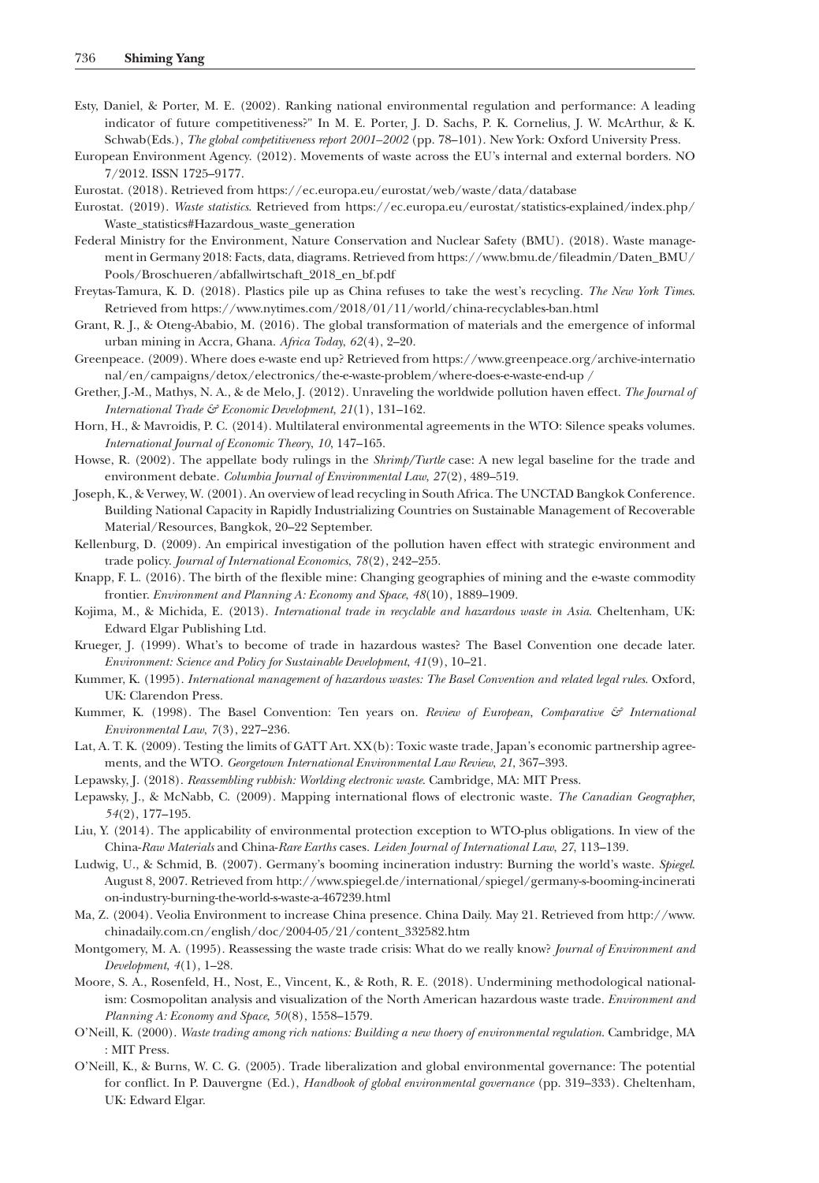Esty, Daniel, & Porter, M. E. (2002). Ranking national environmental regulation and performance: A leading indicator of future competitiveness?" In M. E. Porter, J. D. Sachs, P. K. Cornelius, J. W. McArthur, & K. Schwab(Eds.), *The global competitiveness report 2001–2002* (pp. 78–101). New York: Oxford University Press.

European Environment Agency. (2012). Movements of waste across the EU's internal and external borders. NO 7/2012. ISSN 1725–9177.

Eurostat. (2018). Retrieved from https://ec.europa.eu/eurostat/web/waste/data/database

Eurostat. (2019). *Waste statistics*. Retrieved from https://ec.europa.eu/eurostat/statistics-explained/index.php/Waste_statistics#Hazardous_waste_generation

Federal Ministry for the Environment, Nature Conservation and Nuclear Safety (BMU). (2018). Waste management in Germany 2018: Facts, data, diagrams. Retrieved from https://www.bmu.de/fileadmin/Daten_BMU/Pools/Broschueren/abfallwirtschaft_2018_en_bf.pdf

Freytas-Tamura, K. D. (2018). Plastics pile up as China refuses to take the west's recycling. *The New York Times*. Retrieved from https://www.nytimes.com/2018/01/11/world/china-recyclables-ban.html

Grant, R. J., & Oteng-Ababio, M. (2016). The global transformation of materials and the emergence of informal urban mining in Accra, Ghana. *Africa Today*, *62*(4), 2–20.

Greenpeace. (2009). Where does e-waste end up? Retrieved from https://www.greenpeace.org/archive-international/en/campaigns/detox/electronics/the-e-waste-problem/where-does-e-waste-end-up /

Grether, J.-M., Mathys, N. A., & de Melo, J. (2012). Unraveling the worldwide pollution haven effect. *The Journal of International Trade & Economic Development*, *21*(1), 131–162.

Horn, H., & Mavroidis, P. C. (2014). Multilateral environmental agreements in the WTO: Silence speaks volumes. *International Journal of Economic Theory*, *10*, 147–165.

Howse, R. (2002). The appellate body rulings in the *Shrimp/Turtle* case: A new legal baseline for the trade and environment debate. *Columbia Journal of Environmental Law*, *27*(2), 489–519.

Joseph, K., & Verwey, W. (2001). An overview of lead recycling in South Africa. The UNCTAD Bangkok Conference. Building National Capacity in Rapidly Industrializing Countries on Sustainable Management of Recoverable Material/Resources, Bangkok, 20–22 September.

Kellenburg, D. (2009). An empirical investigation of the pollution haven effect with strategic environment and trade policy. *Journal of International Economics*, *78*(2), 242–255.

Knapp, F. L. (2016). The birth of the flexible mine: Changing geographies of mining and the e-waste commodity frontier. *Environment and Planning A: Economy and Space*, *48*(10), 1889–1909.

Kojima, M., & Michida, E. (2013). *International trade in recyclable and hazardous waste in Asia*. Cheltenham, UK: Edward Elgar Publishing Ltd.

Krueger, J. (1999). What's to become of trade in hazardous wastes? The Basel Convention one decade later. *Environment: Science and Policy for Sustainable Development*, *41*(9), 10–21.

Kummer, K. (1995). *International management of hazardous wastes: The Basel Convention and related legal rules*. Oxford, UK: Clarendon Press.

Kummer, K. (1998). The Basel Convention: Ten years on. *Review of European, Comparative & International Environmental Law*, *7*(3), 227–236.

Lat, A. T. K. (2009). Testing the limits of GATT Art. XX(b): Toxic waste trade, Japan's economic partnership agreements, and the WTO. *Georgetown International Environmental Law Review*, *21*, 367–393.

Lepawsky, J. (2018). *Reassembling rubbish: Worlding electronic waste*. Cambridge, MA: MIT Press.

Lepawsky, J., & McNabb, C. (2009). Mapping international flows of electronic waste. *The Canadian Geographer*, *54*(2), 177–195.

Liu, Y. (2014). The applicability of environmental protection exception to WTO-plus obligations. In view of the China-*Raw Materials* and China-*Rare Earths* cases. *Leiden Journal of International Law*, *27*, 113–139.

Ludwig, U., & Schmid, B. (2007). Germany's booming incineration industry: Burning the world's waste. *Spiegel*. August 8, 2007. Retrieved from http://www.spiegel.de/international/spiegel/germany-s-booming-incineration-industry-burning-the-world-s-waste-a-467239.html

Ma, Z. (2004). Veolia Environment to increase China presence. China Daily. May 21. Retrieved from http://www.chinadaily.com.cn/english/doc/2004-05/21/content_332582.htm

Montgomery, M. A. (1995). Reassessing the waste trade crisis: What do we really know? *Journal of Environment and Development*, *4*(1), 1–28.

Moore, S. A., Rosenfeld, H., Nost, E., Vincent, K., & Roth, R. E. (2018). Undermining methodological nationalism: Cosmopolitan analysis and visualization of the North American hazardous waste trade. *Environment and Planning A: Economy and Space*, *50*(8), 1558–1579.

O'Neill, K. (2000). *Waste trading among rich nations: Building a new thoery of environmental regulation*. Cambridge, MA : MIT Press.

O'Neill, K., & Burns, W. C. G. (2005). Trade liberalization and global environmental governance: The potential for conflict. In P. Dauvergne (Ed.), *Handbook of global environmental governance* (pp. 319–333). Cheltenham, UK: Edward Elgar.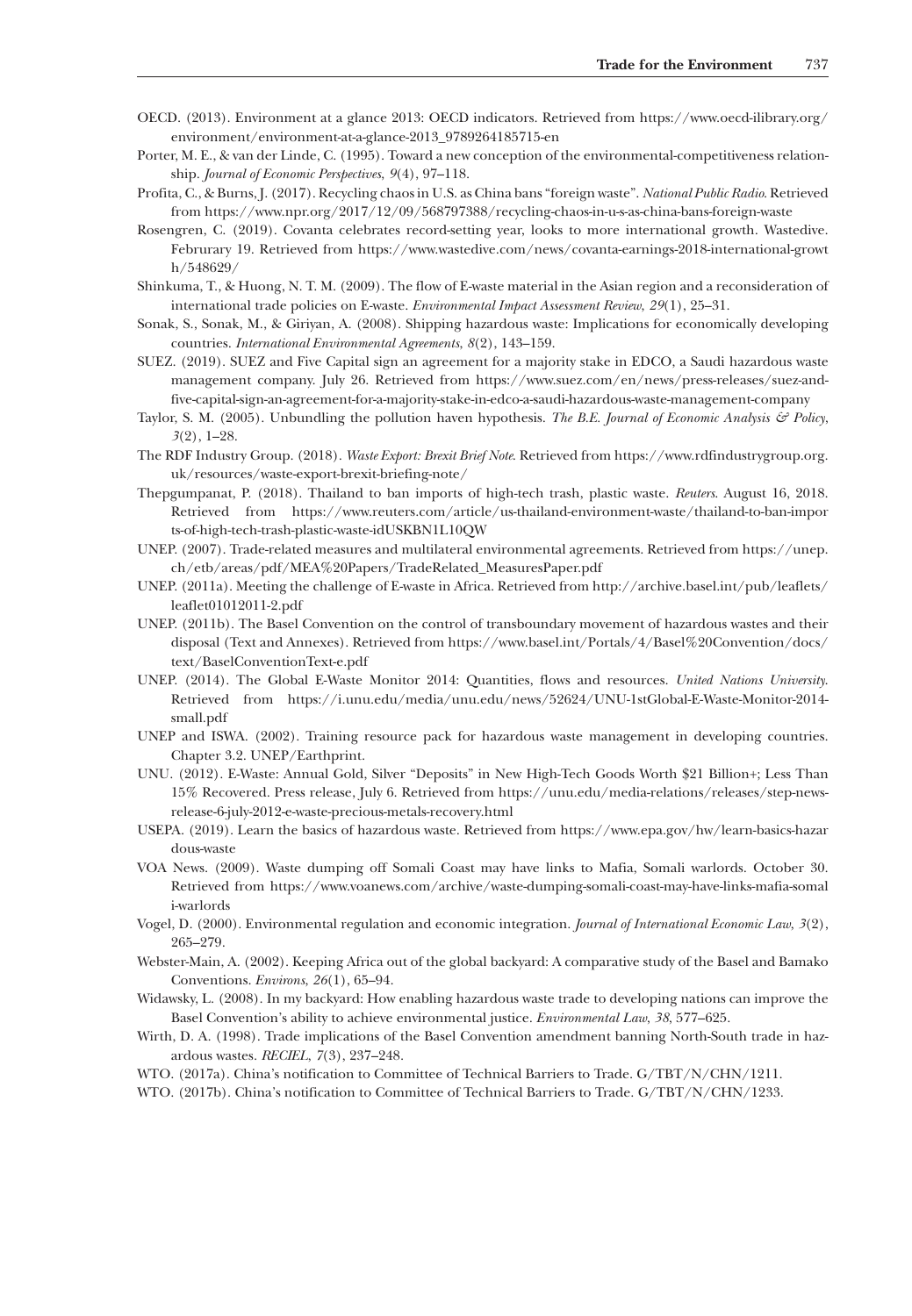OECD. (2013). Environment at a glance 2013: OECD indicators. Retrieved from https://www.oecd-ilibrary.org/environment/environment-at-a-glance-2013_9789264185715-en

Porter, M. E., & van der Linde, C. (1995). Toward a new conception of the environmental-competitiveness relationship. *Journal of Economic Perspectives*, *9*(4), 97–118.

Profita, C., & Burns, J. (2017). Recycling chaos in U.S. as China bans "foreign waste". *National Public Radio*. Retrieved from https://www.npr.org/2017/12/09/568797388/recycling-chaos-in-u-s-as-china-bans-foreign-waste

Rosengren, C. (2019). Covanta celebrates record-setting year, looks to more international growth. Wastedive. Februrary 19. Retrieved from https://www.wastedive.com/news/covanta-earnings-2018-international-growth/548629/

Shinkuma, T., & Huong, N. T. M. (2009). The flow of E-waste material in the Asian region and a reconsideration of international trade policies on E-waste. *Environmental Impact Assessment Review*, *29*(1), 25–31.

Sonak, S., Sonak, M., & Giriyan, A. (2008). Shipping hazardous waste: Implications for economically developing countries. *International Environmental Agreements*, *8*(2), 143–159.

SUEZ. (2019). SUEZ and Five Capital sign an agreement for a majority stake in EDCO, a Saudi hazardous waste management company. July 26. Retrieved from https://www.suez.com/en/news/press-releases/suez-and-five-capital-sign-an-agreement-for-a-majority-stake-in-edco-a-saudi-hazardous-waste-management-company

Taylor, S. M. (2005). Unbundling the pollution haven hypothesis. *The B.E. Journal of Economic Analysis & Policy*, *3*(2), 1–28.

The RDF Industry Group. (2018). *Waste Export: Brexit Brief Note*. Retrieved from https://www.rdfindustrygroup.org.uk/resources/waste-export-brexit-briefing-note/

Thepgumpanat, P. (2018). Thailand to ban imports of high-tech trash, plastic waste. *Reuters*. August 16, 2018. Retrieved from https://www.reuters.com/article/us-thailand-environment-waste/thailand-to-ban-imports-of-high-tech-trash-plastic-waste-idUSKBN1L10QW

UNEP. (2007). Trade-related measures and multilateral environmental agreements. Retrieved from https://unep.ch/etb/areas/pdf/MEA%20Papers/TradeRelated_MeasuresPaper.pdf

UNEP. (2011a). Meeting the challenge of E-waste in Africa. Retrieved from http://archive.basel.int/pub/leaflets/leaflet01012011-2.pdf

UNEP. (2011b). The Basel Convention on the control of transboundary movement of hazardous wastes and their disposal (Text and Annexes). Retrieved from https://www.basel.int/Portals/4/Basel%20Convention/docs/text/BaselConventionText-e.pdf

UNEP. (2014). The Global E-Waste Monitor 2014: Quantities, flows and resources. *United Nations University*. Retrieved from https://i.unu.edu/media/unu.edu/news/52624/UNU-1stGlobal-E-Waste-Monitor-2014-small.pdf

UNEP and ISWA. (2002). Training resource pack for hazardous waste management in developing countries. Chapter 3.2. UNEP/Earthprint.

UNU. (2012). E-Waste: Annual Gold, Silver "Deposits" in New High-Tech Goods Worth $21 Billion+; Less Than 15% Recovered. Press release, July 6. Retrieved from https://unu.edu/media-relations/releases/step-news-release-6-july-2012-e-waste-precious-metals-recovery.html

USEPA. (2019). Learn the basics of hazardous waste. Retrieved from https://www.epa.gov/hw/learn-basics-hazardous-waste

VOA News. (2009). Waste dumping off Somali Coast may have links to Mafia, Somali warlords. October 30. Retrieved from https://www.voanews.com/archive/waste-dumping-somali-coast-may-have-links-mafia-somali-warlords

Vogel, D. (2000). Environmental regulation and economic integration. *Journal of International Economic Law*, *3*(2), 265–279.

Webster-Main, A. (2002). Keeping Africa out of the global backyard: A comparative study of the Basel and Bamako Conventions. *Environs*, *26*(1), 65–94.

Widawsky, L. (2008). In my backyard: How enabling hazardous waste trade to developing nations can improve the Basel Convention's ability to achieve environmental justice. *Environmental Law*, *38*, 577–625.

Wirth, D. A. (1998). Trade implications of the Basel Convention amendment banning North-South trade in hazardous wastes. *RECIEL*, *7*(3), 237–248.

WTO. (2017a). China's notification to Committee of Technical Barriers to Trade. G/TBT/N/CHN/1211.

WTO. (2017b). China's notification to Committee of Technical Barriers to Trade. G/TBT/N/CHN/1233.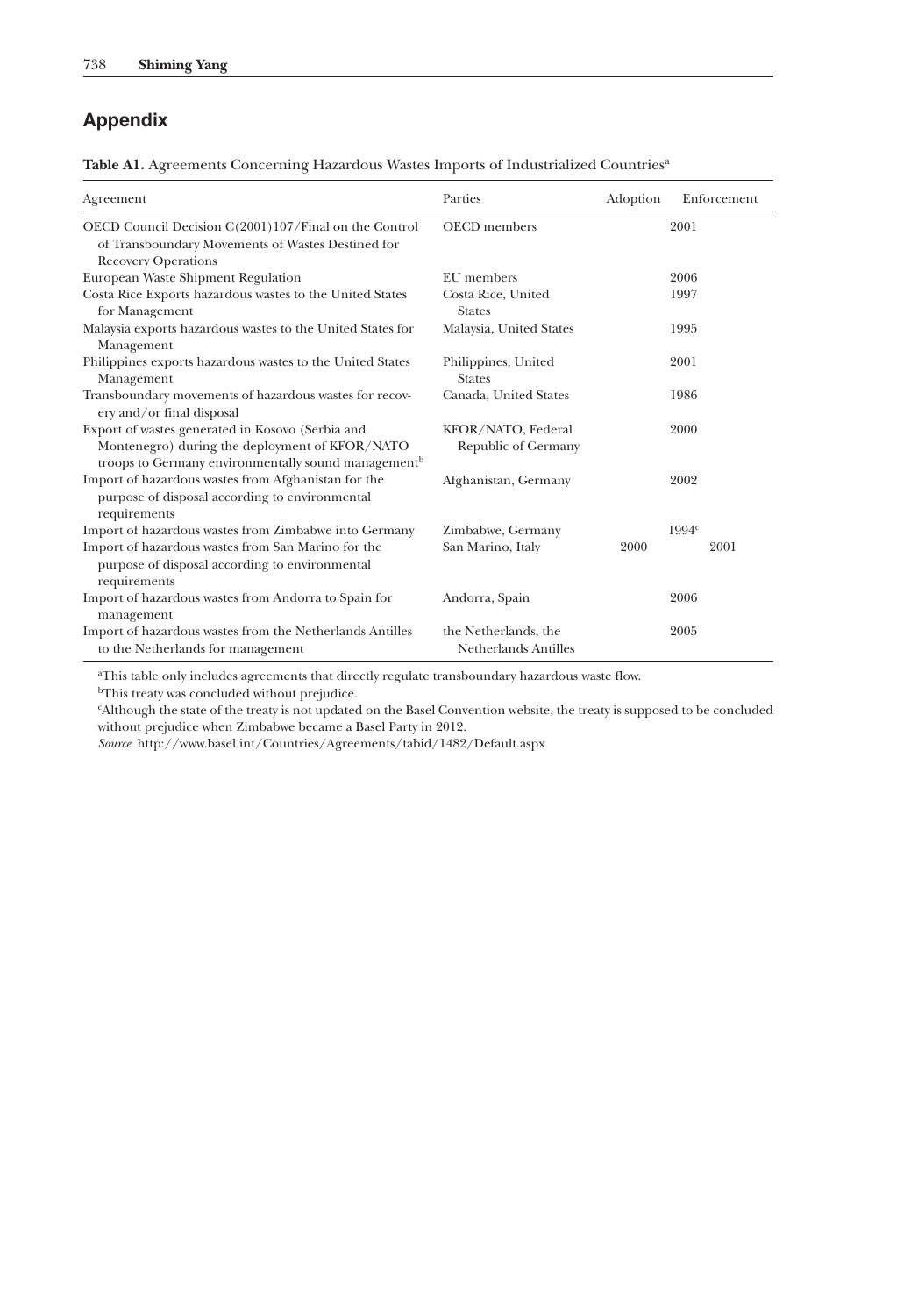## Appendix

**Table A1.** Agreements Concerning Hazardous Wastes Imports of Industrialized Countries[a]

| Agreement | Parties | Adoption | Enforcement |
|---|---|---|---|
| OECD Council Decision C(2001)107/Final on the Control of Transboundary Movements of Wastes Destined for Recovery Operations | OECD members | | 2001 |
| European Waste Shipment Regulation | EU members | | 2006 |
| Costa Rice Exports hazardous wastes to the United States for Management | Costa Rice, United States | | 1997 |
| Malaysia exports hazardous wastes to the United States for Management | Malaysia, United States | | 1995 |
| Philippines exports hazardous wastes to the United States Management | Philippines, United States | | 2001 |
| Transboundary movements of hazardous wastes for recovery and/or final disposal | Canada, United States | | 1986 |
| Export of wastes generated in Kosovo (Serbia and Montenegro) during the deployment of KFOR/NATO troops to Germany environmentally sound management[b] | KFOR/NATO, Federal Republic of Germany | | 2000 |
| Import of hazardous wastes from Afghanistan for the purpose of disposal according to environmental requirements | Afghanistan, Germany | | 2002 |
| Import of hazardous wastes from Zimbabwe into Germany | Zimbabwe, Germany | | 1994[c] |
| Import of hazardous wastes from San Marino for the purpose of disposal according to environmental requirements | San Marino, Italy | 2000 | 2001 |
| Import of hazardous wastes from Andorra to Spain for management | Andorra, Spain | | 2006 |
| Import of hazardous wastes from the Netherlands Antilles to the Netherlands for management | the Netherlands, the Netherlands Antilles | | 2005 |

[a]This table only includes agreements that directly regulate transboundary hazardous waste flow.

[b]This treaty was concluded without prejudice.

[c]Although the state of the treaty is not updated on the Basel Convention website, the treaty is supposed to be concluded without prejudice when Zimbabwe became a Basel Party in 2012.

*Source*: http://www.basel.int/Countries/Agreements/tabid/1482/Default.aspx